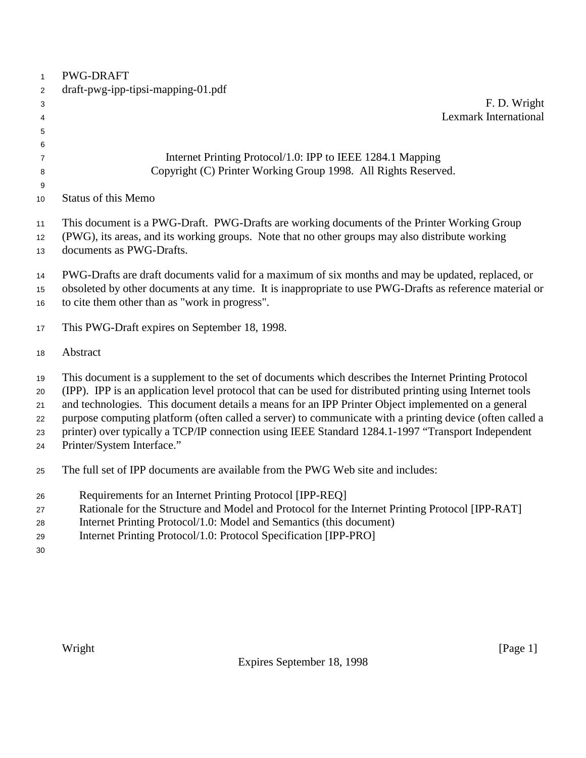PWG-DRAFT
draft-pwg-ipp-tipsi-mapping-01.pdf

F. D. Wright
Lexmark International

# Internet Printing Protocol/1.0: IPP to IEEE 1284.1 Mapping

Copyright (C) Printer Working Group 1998. All Rights Reserved.

## Status of this Memo

This document is a PWG-Draft. PWG-Drafts are working documents of the Printer Working Group (PWG), its areas, and its working groups. Note that no other groups may also distribute working documents as PWG-Drafts.

PWG-Drafts are draft documents valid for a maximum of six months and may be updated, replaced, or obsoleted by other documents at any time. It is inappropriate to use PWG-Drafts as reference material or to cite them other than as "work in progress".

This PWG-Draft expires on September 18, 1998.

## Abstract

This document is a supplement to the set of documents which describes the Internet Printing Protocol (IPP). IPP is an application level protocol that can be used for distributed printing using Internet tools and technologies. This document details a means for an IPP Printer Object implemented on a general purpose computing platform (often called a server) to communicate with a printing device (often called a printer) over typically a TCP/IP connection using IEEE Standard 1284.1-1997 "Transport Independent Printer/System Interface."

The full set of IPP documents are available from the PWG Web site and includes:

- Requirements for an Internet Printing Protocol [IPP-REQ]
- Rationale for the Structure and Model and Protocol for the Internet Printing Protocol [IPP-RAT]
- Internet Printing Protocol/1.0: Model and Semantics (this document)
- Internet Printing Protocol/1.0: Protocol Specification [IPP-PRO]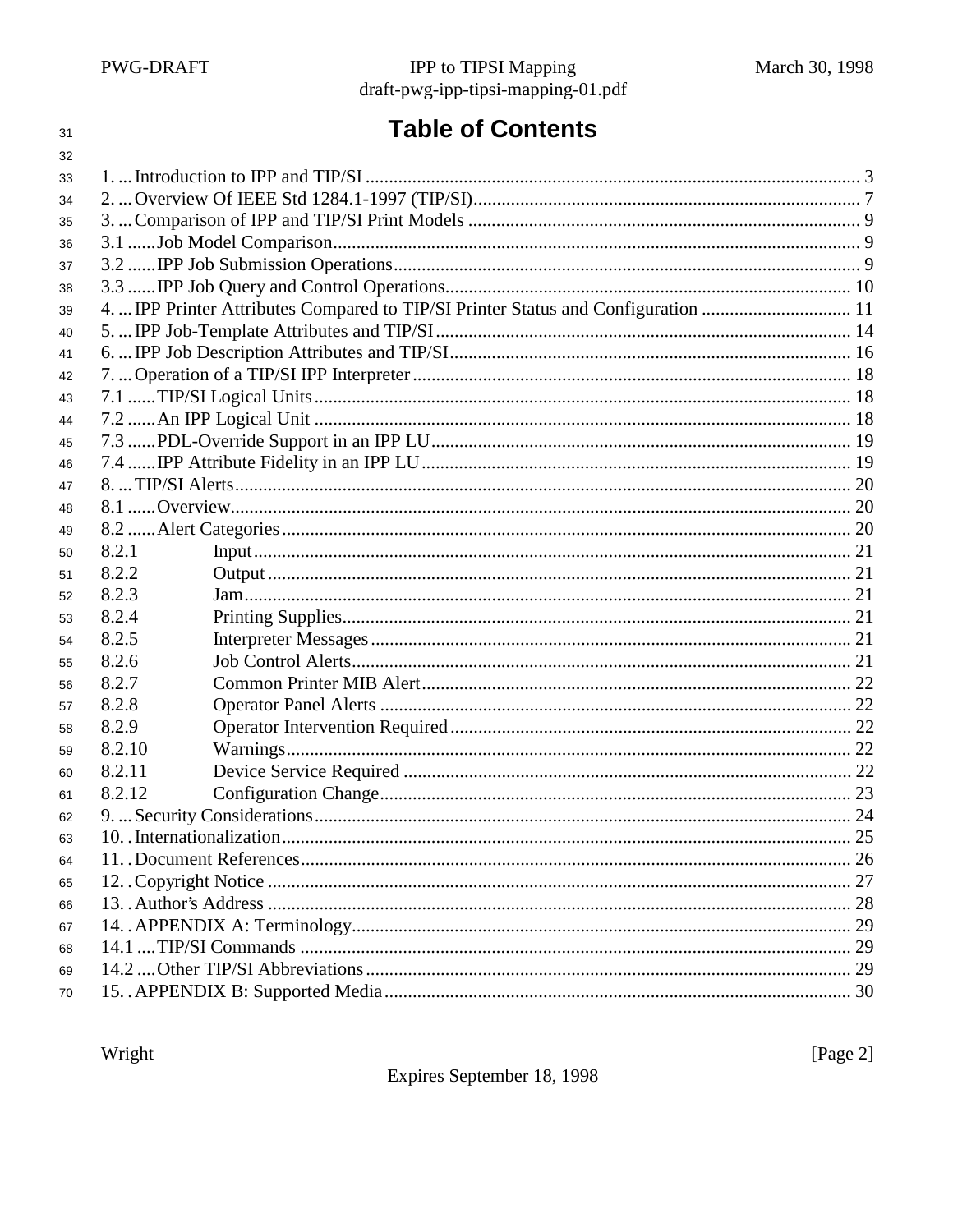# Table of Contents

1. ... Introduction to IPP and TIP/SI ........................................................................................................ 3
2. ... Overview Of IEEE Std 1284.1-1997 (TIP/SI)................................................................................. 7
3. ... Comparison of IPP and TIP/SI Print Models .................................................................................. 9
3.1 ...... Job Model Comparison.............................................................................................................. 9
3.2 ...... IPP Job Submission Operations................................................................................................. 9
3.3 ...... IPP Job Query and Control Operations..................................................................................... 10
4. ... IPP Printer Attributes Compared to TIP/SI Printer Status and Configuration ............................... 11
5. ... IPP Job-Template Attributes and TIP/SI....................................................................................... 14
6. ... IPP Job Description Attributes and TIP/SI.................................................................................... 16
7. ... Operation of a TIP/SI IPP Interpreter ............................................................................................ 18
7.1 ...... TIP/SI Logical Units................................................................................................................. 18
7.2 ...... An IPP Logical Unit ................................................................................................................. 18
7.3 ...... PDL-Override Support in an IPP LU........................................................................................ 19
7.4 ...... IPP Attribute Fidelity in an IPP LU.......................................................................................... 19
8. ... TIP/SI Alerts.................................................................................................................................. 20
8.1 ...... Overview.................................................................................................................................. 20
8.2 ...... Alert Categories........................................................................................................................ 20
8.2.1 Input............................................................................................................................ 21
8.2.2 Output.......................................................................................................................... 21
8.2.3 Jam............................................................................................................................... 21
8.2.4 Printing Supplies.......................................................................................................... 21
8.2.5 Interpreter Messages..................................................................................................... 21
8.2.6 Job Control Alerts......................................................................................................... 21
8.2.7 Common Printer MIB Alert.......................................................................................... 22
8.2.8 Operator Panel Alerts ................................................................................................... 22
8.2.9 Operator Intervention Required.................................................................................... 22
8.2.10 Warnings...................................................................................................................... 22
8.2.11 Device Service Required ............................................................................................. 22
8.2.12 Configuration Change.................................................................................................. 23
9. ... Security Considerations.................................................................................................................. 24
10. . Internationalization......................................................................................................................... 25
11. . Document References..................................................................................................................... 26
12. . Copyright Notice ............................................................................................................................ 27
13. . Author's Address ............................................................................................................................ 28
14. . APPENDIX A: Terminology.......................................................................................................... 29
14.1 .... TIP/SI Commands ..................................................................................................................... 29
14.2 .... Other TIP/SI Abbreviations....................................................................................................... 29
15. . APPENDIX B: Supported Media................................................................................................... 30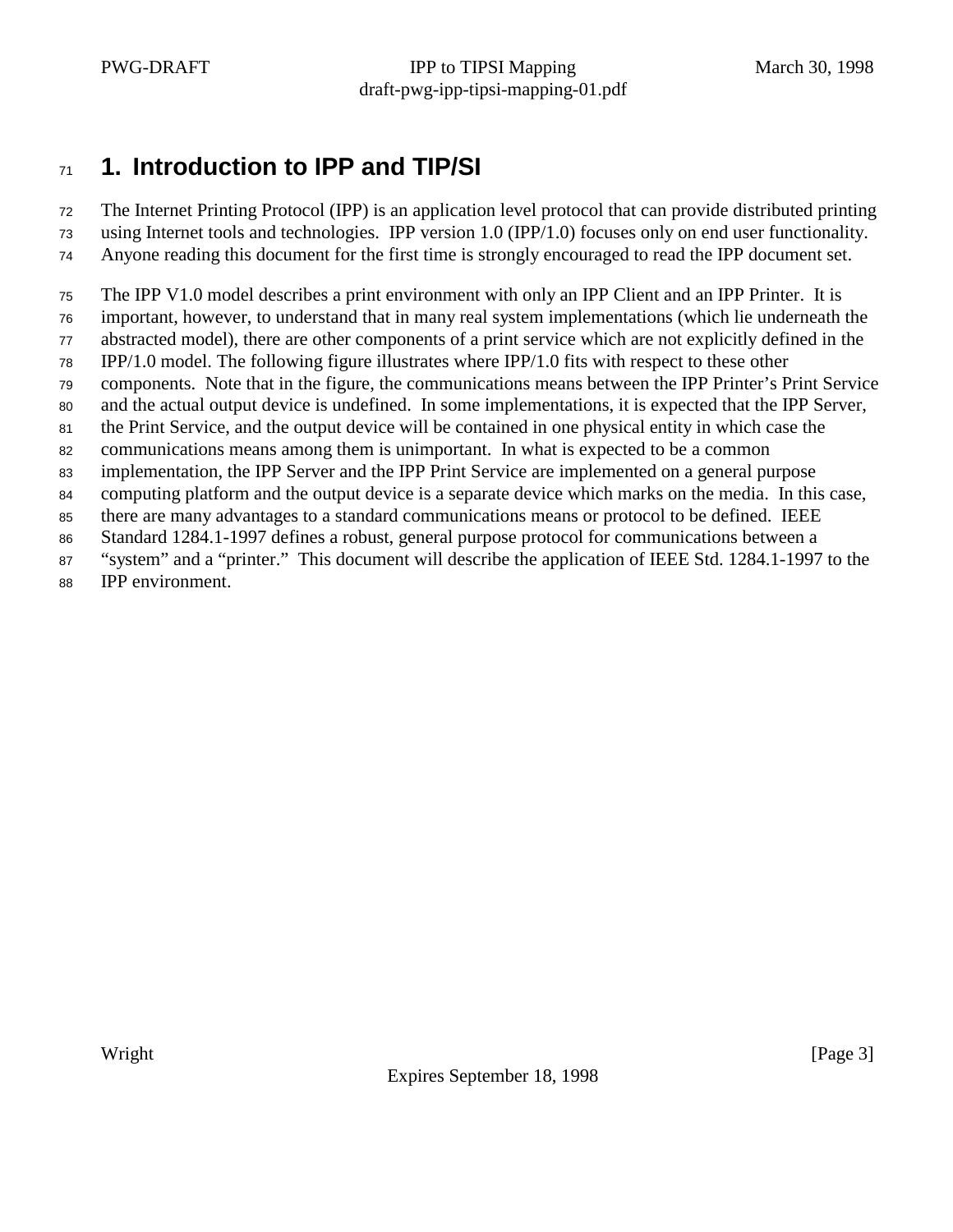# 1. Introduction to IPP and TIP/SI

The Internet Printing Protocol (IPP) is an application level protocol that can provide distributed printing using Internet tools and technologies. IPP version 1.0 (IPP/1.0) focuses only on end user functionality. Anyone reading this document for the first time is strongly encouraged to read the IPP document set.

The IPP V1.0 model describes a print environment with only an IPP Client and an IPP Printer. It is important, however, to understand that in many real system implementations (which lie underneath the abstracted model), there are other components of a print service which are not explicitly defined in the IPP/1.0 model. The following figure illustrates where IPP/1.0 fits with respect to these other components. Note that in the figure, the communications means between the IPP Printer's Print Service and the actual output device is undefined. In some implementations, it is expected that the IPP Server, the Print Service, and the output device will be contained in one physical entity in which case the communications means among them is unimportant. In what is expected to be a common implementation, the IPP Server and the IPP Print Service are implemented on a general purpose computing platform and the output device is a separate device which marks on the media. In this case, there are many advantages to a standard communications means or protocol to be defined. IEEE Standard 1284.1-1997 defines a robust, general purpose protocol for communications between a "system" and a "printer." This document will describe the application of IEEE Std. 1284.1-1997 to the IPP environment.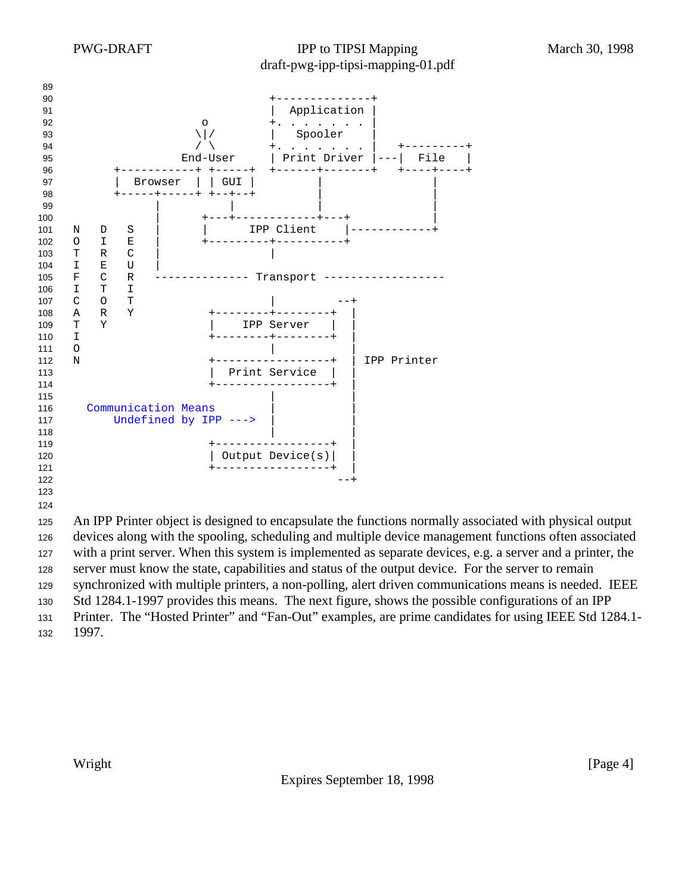```
                                    +--------------+
                                    |  Application |
                         o          +. . . . . . . |
                        \|/         |   Spooler    |
                        / \         +. . . . . . . |    +---------+
                      End-User      | Print Driver |---|  File    |
             +-----------+ +-----+  +------+-------+   +----+----+
             |  Browser  | | GUI |         |                 |
             +-----+-----+ +--+--+         |                 |
                   |          |            |                 |
                   |       +--+------------+---+             |
 N   D   S         |       |      IPP Client   |------------+
 O   I   E         |       +---------+---------+
 T   R   C         |                 |
 I   E   U         |
 F   C   R     -------------- Transport ------------------
 I   T   I
 C   O   T                           |         --+
 A   R   Y                  +--------+--------+  |
 T   Y                      |    IPP Server   |  |
 I                          +--------+--------+  |
 O                                   |           |
 N                          +-----------------+  | IPP Printer
                            |  Print Service  |  |
                            +-----------------+  |
                                     |           |
   Communication Means               |           |
       Undefined by IPP --->         |           |
                                     |           |
                            +-----------------+  |
                            | Output Device(s)|  |
                            +-----------------+  |
                                               --+
```

An IPP Printer object is designed to encapsulate the functions normally associated with physical output devices along with the spooling, scheduling and multiple device management functions often associated with a print server. When this system is implemented as separate devices, e.g. a server and a printer, the server must know the state, capabilities and status of the output device. For the server to remain synchronized with multiple printers, a non-polling, alert driven communications means is needed. IEEE Std 1284.1-1997 provides this means. The next figure, shows the possible configurations of an IPP Printer. The "Hosted Printer" and "Fan-Out" examples, are prime candidates for using IEEE Std 1284.1-1997.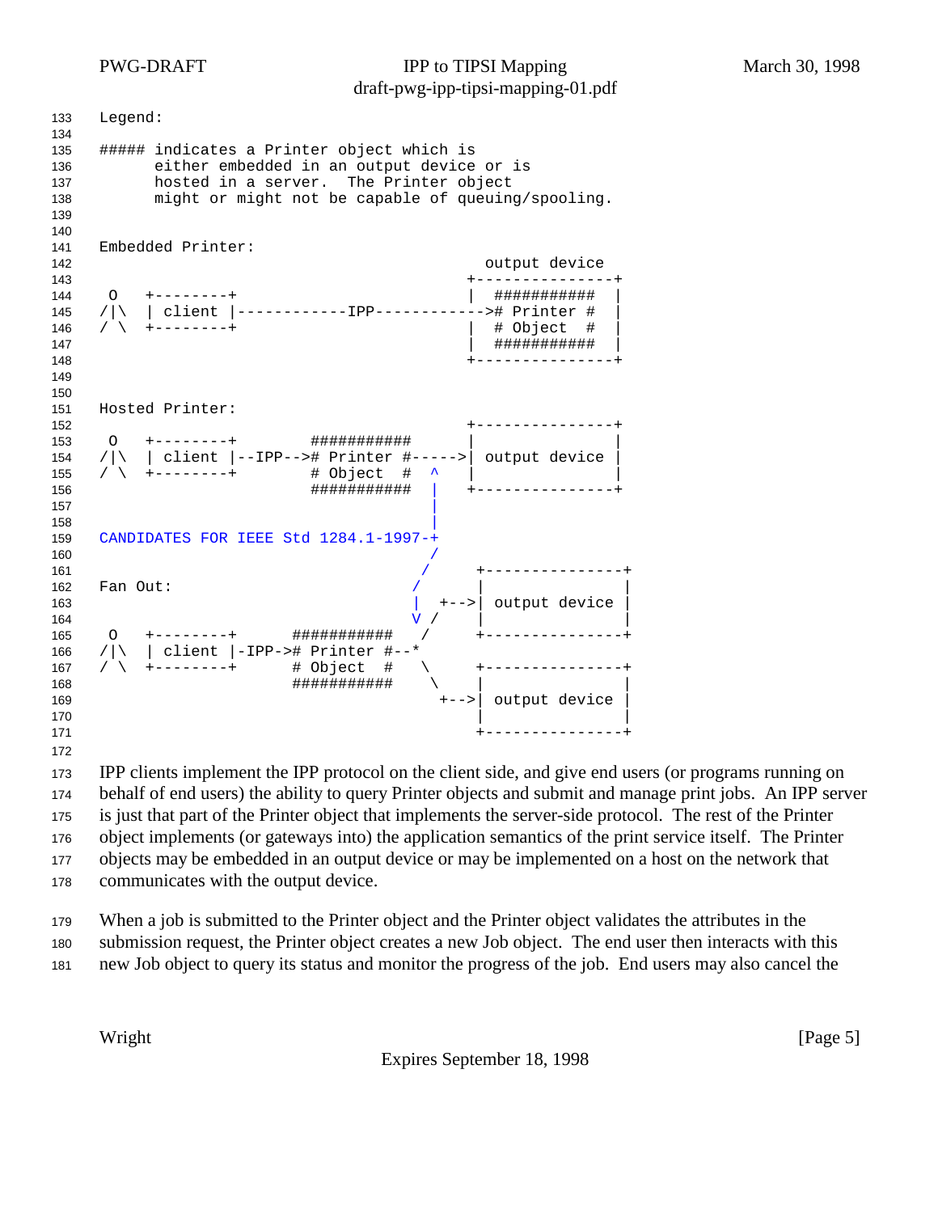```
Legend:

##### indicates a Printer object which is
      either embedded in an output device or is
      hosted in a server.  The Printer object
      might or might not be capable of queuing/spooling.


Embedded Printer:
                                             output device
                                          +---------------+
 O   +--------+                           |  ###########  |
/|\  | client |------------IPP------------># Printer #    |
/ \  +--------+                           |  # Object  #  |
                                          |  ###########  |
                                          +---------------+


Hosted Printer:
                                          +---------------+
 O   +--------+        ###########        |               |
/|\  | client |--IPP--># Printer #------->| output device |
/ \  +--------+        # Object  #  ^     |               |
                       ###########  |     +---------------+
                                    |
                                    |
CANDIDATES FOR IEEE Std 1284.1-1997-+
                                   /
                                  /     +---------------+
Fan Out:                         /      |               |
                                 |  +-->| output device |
                                 V /    |               |
 O   +--------+      ###########  /     +---------------+
/|\  | client |-IPP-># Printer #--*
/ \  +--------+      # Object  #   \    +---------------+
                     ###########    \   |               |
                                     +-->| output device |
                                        |               |
                                        +---------------+
```

IPP clients implement the IPP protocol on the client side, and give end users (or programs running on behalf of end users) the ability to query Printer objects and submit and manage print jobs. An IPP server is just that part of the Printer object that implements the server-side protocol. The rest of the Printer object implements (or gateways into) the application semantics of the print service itself. The Printer objects may be embedded in an output device or may be implemented on a host on the network that communicates with the output device.

When a job is submitted to the Printer object and the Printer object validates the attributes in the submission request, the Printer object creates a new Job object. The end user then interacts with this new Job object to query its status and monitor the progress of the job. End users may also cancel the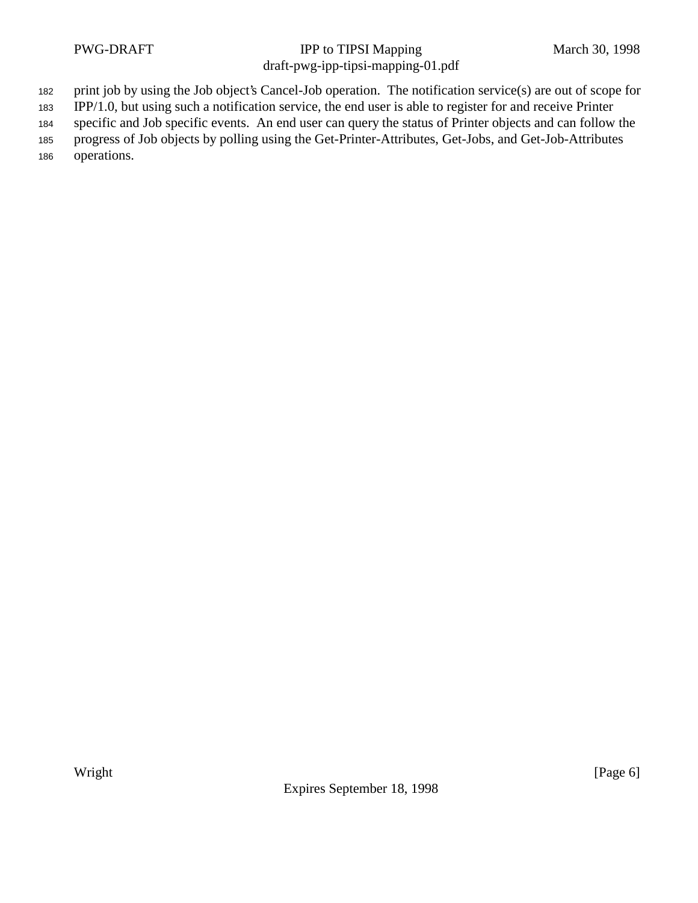print job by using the Job object's Cancel-Job operation. The notification service(s) are out of scope for IPP/1.0, but using such a notification service, the end user is able to register for and receive Printer specific and Job specific events. An end user can query the status of Printer objects and can follow the progress of Job objects by polling using the Get-Printer-Attributes, Get-Jobs, and Get-Job-Attributes operations.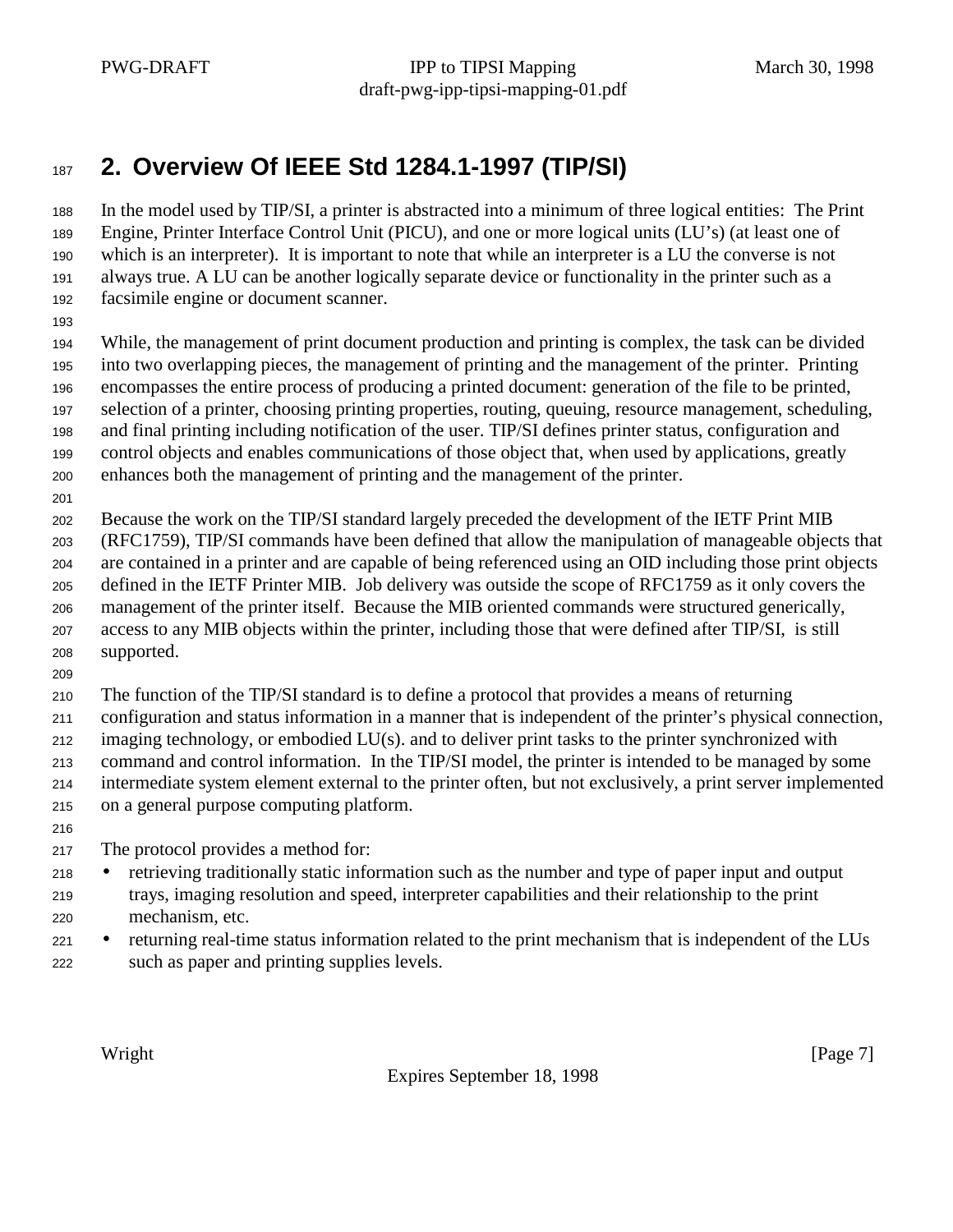# 2. Overview Of IEEE Std 1284.1-1997 (TIP/SI)

In the model used by TIP/SI, a printer is abstracted into a minimum of three logical entities: The Print Engine, Printer Interface Control Unit (PICU), and one or more logical units (LU's) (at least one of which is an interpreter). It is important to note that while an interpreter is a LU the converse is not always true. A LU can be another logically separate device or functionality in the printer such as a facsimile engine or document scanner.

While, the management of print document production and printing is complex, the task can be divided into two overlapping pieces, the management of printing and the management of the printer. Printing encompasses the entire process of producing a printed document: generation of the file to be printed, selection of a printer, choosing printing properties, routing, queuing, resource management, scheduling, and final printing including notification of the user. TIP/SI defines printer status, configuration and control objects and enables communications of those object that, when used by applications, greatly enhances both the management of printing and the management of the printer.

Because the work on the TIP/SI standard largely preceded the development of the IETF Print MIB (RFC1759), TIP/SI commands have been defined that allow the manipulation of manageable objects that are contained in a printer and are capable of being referenced using an OID including those print objects defined in the IETF Printer MIB. Job delivery was outside the scope of RFC1759 as it only covers the management of the printer itself. Because the MIB oriented commands were structured generically, access to any MIB objects within the printer, including those that were defined after TIP/SI, is still supported.

The function of the TIP/SI standard is to define a protocol that provides a means of returning configuration and status information in a manner that is independent of the printer's physical connection, imaging technology, or embodied LU(s). and to deliver print tasks to the printer synchronized with command and control information. In the TIP/SI model, the printer is intended to be managed by some intermediate system element external to the printer often, but not exclusively, a print server implemented on a general purpose computing platform.

The protocol provides a method for:

- retrieving traditionally static information such as the number and type of paper input and output trays, imaging resolution and speed, interpreter capabilities and their relationship to the print mechanism, etc.
- returning real-time status information related to the print mechanism that is independent of the LUs such as paper and printing supplies levels.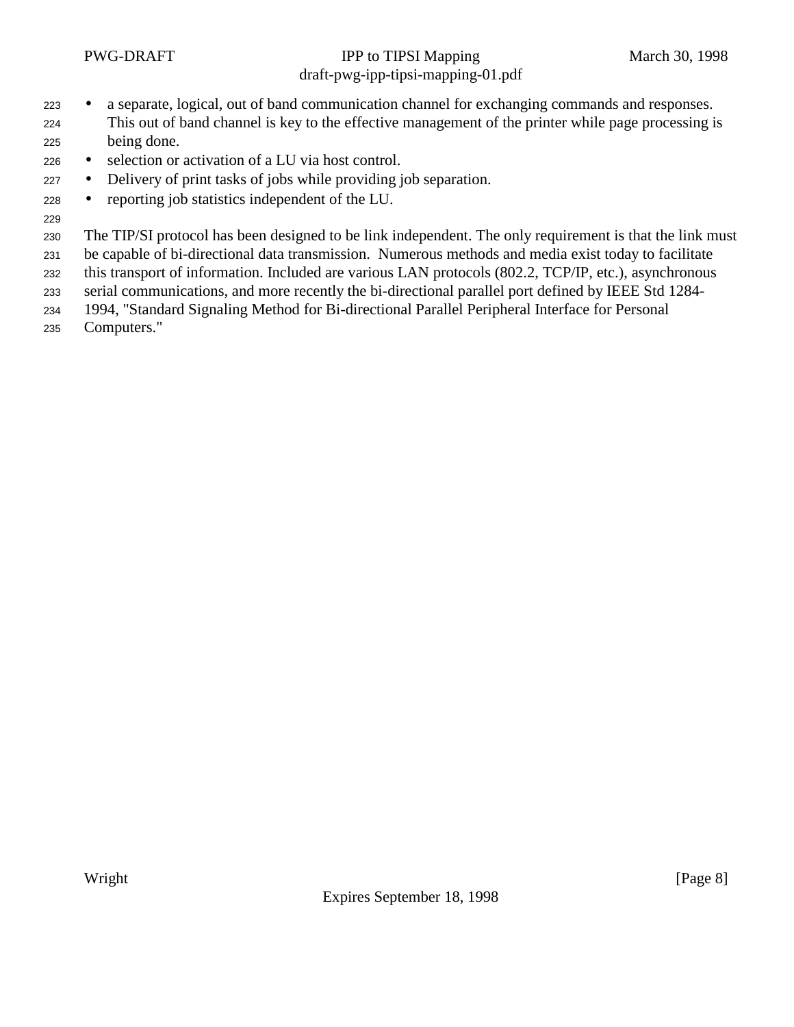- a separate, logical, out of band communication channel for exchanging commands and responses. This out of band channel is key to the effective management of the printer while page processing is being done.
- selection or activation of a LU via host control.
- Delivery of print tasks of jobs while providing job separation.
- reporting job statistics independent of the LU.

The TIP/SI protocol has been designed to be link independent. The only requirement is that the link must be capable of bi-directional data transmission. Numerous methods and media exist today to facilitate this transport of information. Included are various LAN protocols (802.2, TCP/IP, etc.), asynchronous serial communications, and more recently the bi-directional parallel port defined by IEEE Std 1284-1994, "Standard Signaling Method for Bi-directional Parallel Peripheral Interface for Personal Computers."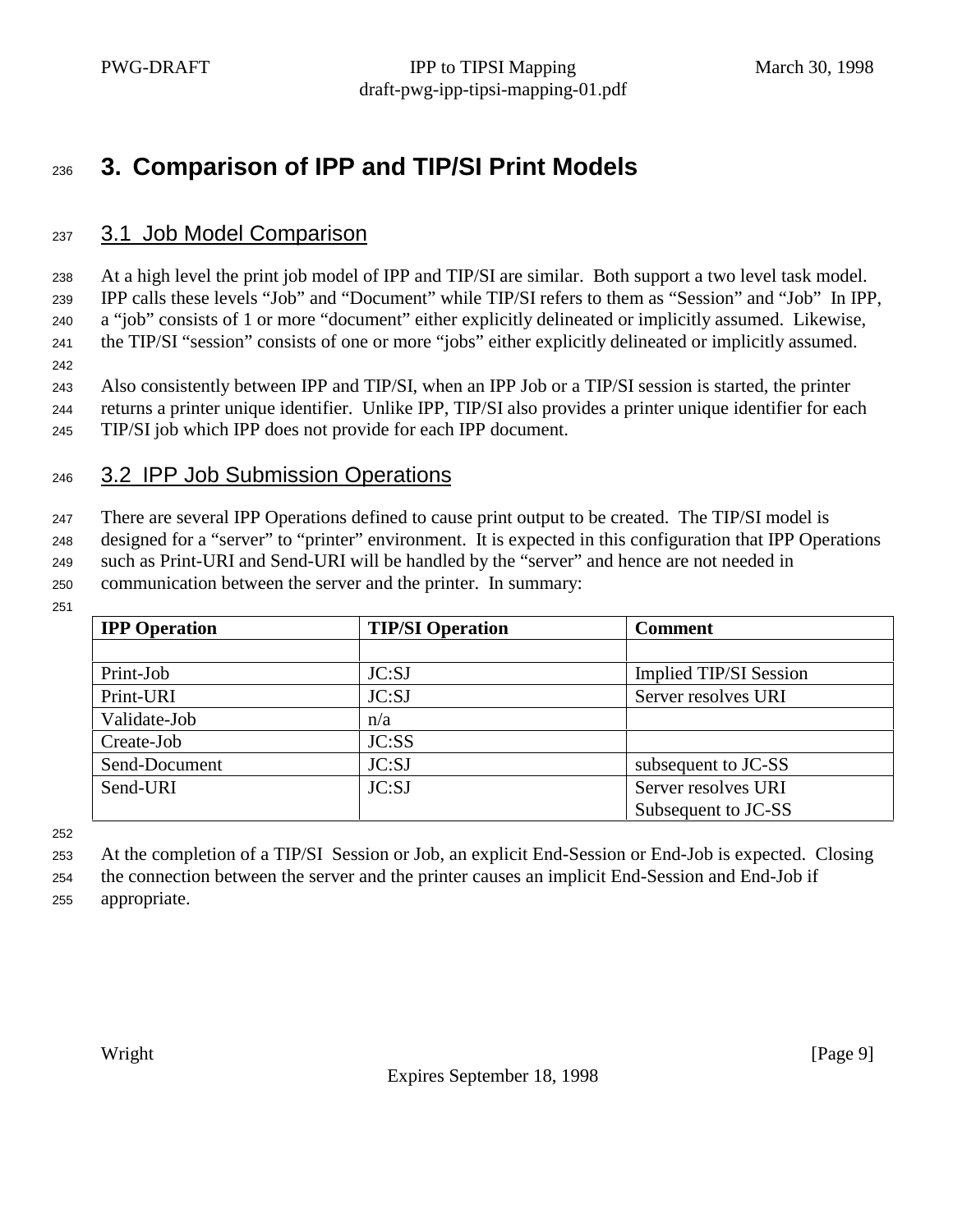# 3. Comparison of IPP and TIP/SI Print Models

## 3.1 Job Model Comparison

At a high level the print job model of IPP and TIP/SI are similar. Both support a two level task model. IPP calls these levels "Job" and "Document" while TIP/SI refers to them as "Session" and "Job" In IPP, a "job" consists of 1 or more "document" either explicitly delineated or implicitly assumed. Likewise, the TIP/SI "session" consists of one or more "jobs" either explicitly delineated or implicitly assumed.

Also consistently between IPP and TIP/SI, when an IPP Job or a TIP/SI session is started, the printer returns a printer unique identifier. Unlike IPP, TIP/SI also provides a printer unique identifier for each TIP/SI job which IPP does not provide for each IPP document.

## 3.2 IPP Job Submission Operations

There are several IPP Operations defined to cause print output to be created. The TIP/SI model is designed for a "server" to "printer" environment. It is expected in this configuration that IPP Operations such as Print-URI and Send-URI will be handled by the "server" and hence are not needed in communication between the server and the printer. In summary:

| IPP Operation | TIP/SI Operation | Comment |
|---|---|---|
| | | |
| Print-Job | JC:SJ | Implied TIP/SI Session |
| Print-URI | JC:SJ | Server resolves URI |
| Validate-Job | n/a | |
| Create-Job | JC:SS | |
| Send-Document | JC:SJ | subsequent to JC-SS |
| Send-URI | JC:SJ | Server resolves URI<br>Subsequent to JC-SS |

At the completion of a TIP/SI Session or Job, an explicit End-Session or End-Job is expected. Closing the connection between the server and the printer causes an implicit End-Session and End-Job if appropriate.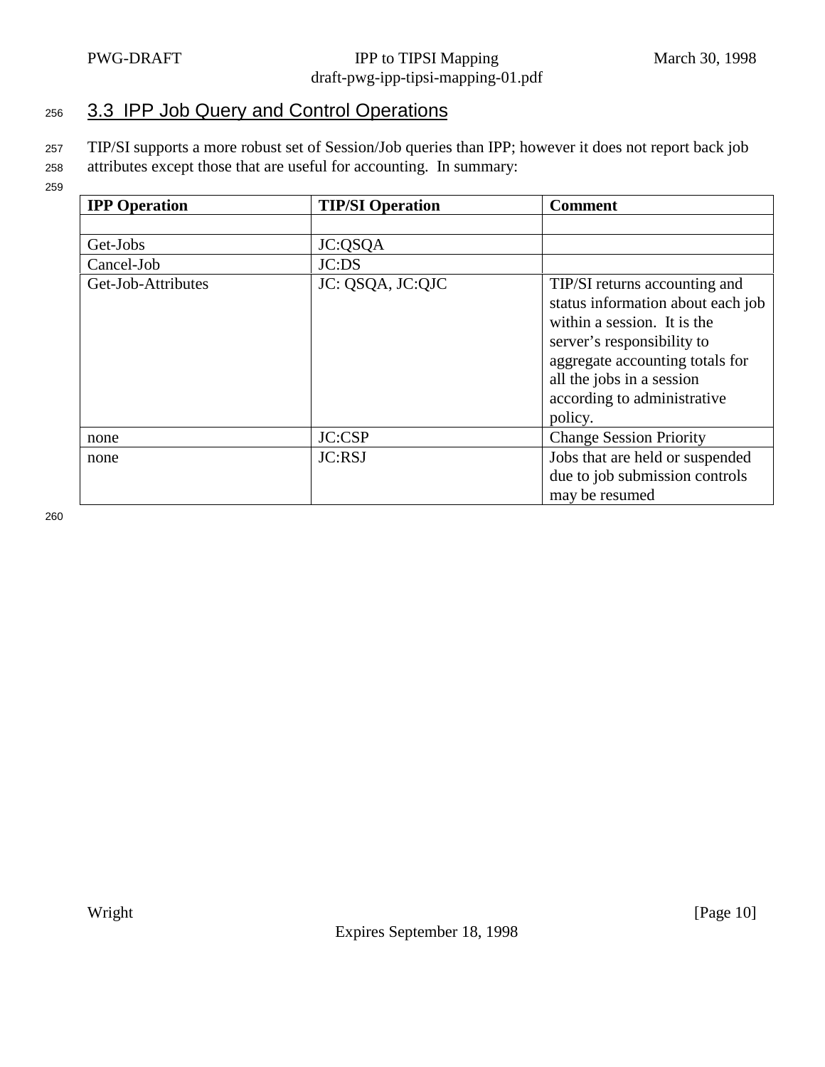## 3.3 IPP Job Query and Control Operations

TIP/SI supports a more robust set of Session/Job queries than IPP; however it does not report back job attributes except those that are useful for accounting. In summary:

| IPP Operation | TIP/SI Operation | Comment |
|---|---|---|
| | | |
| Get-Jobs | JC:QSQA | |
| Cancel-Job | JC:DS | |
| Get-Job-Attributes | JC: QSQA, JC:QJC | TIP/SI returns accounting and status information about each job within a session. It is the server's responsibility to aggregate accounting totals for all the jobs in a session according to administrative policy. |
| none | JC:CSP | Change Session Priority |
| none | JC:RSJ | Jobs that are held or suspended due to job submission controls may be resumed |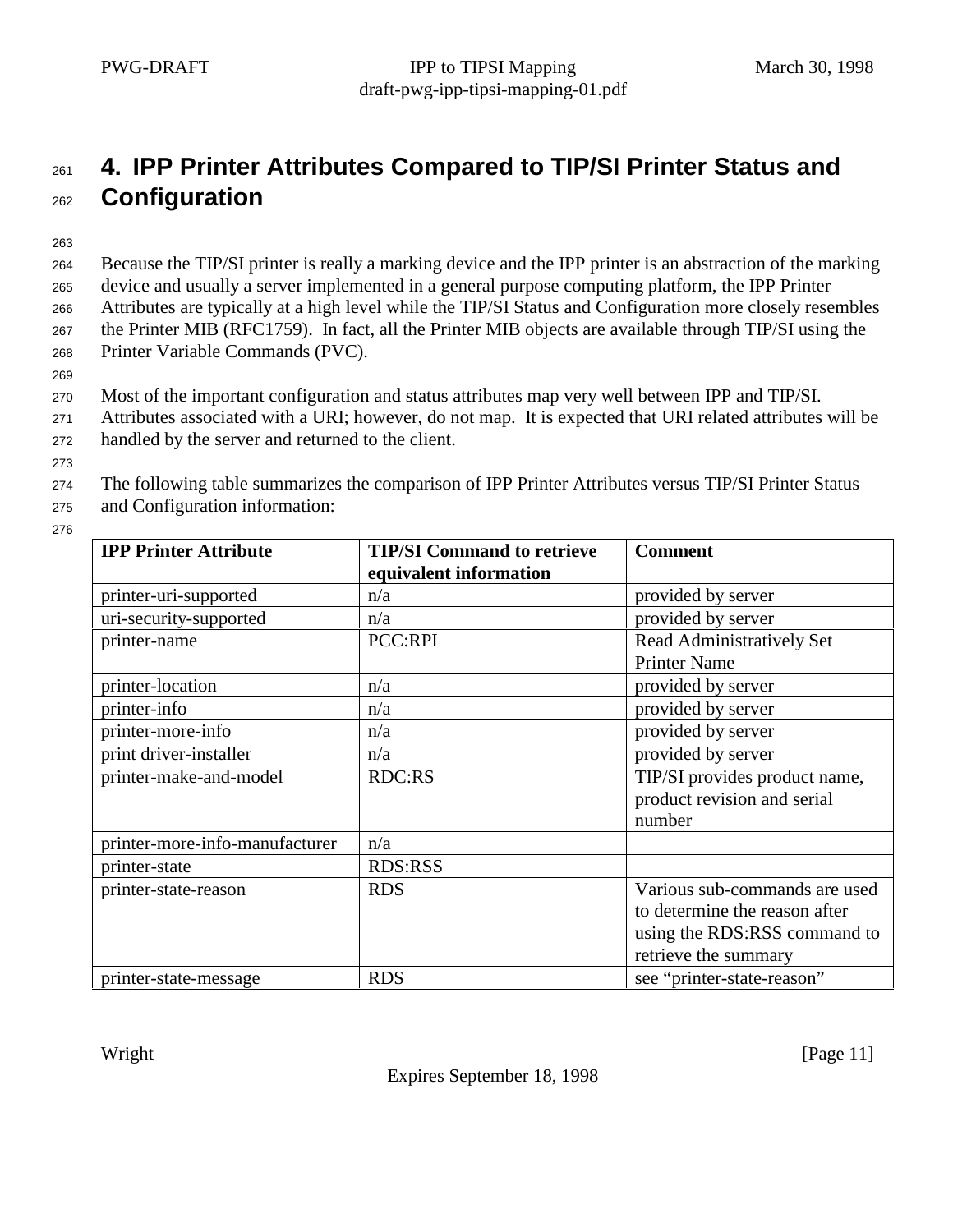# 4. IPP Printer Attributes Compared to TIP/SI Printer Status and Configuration

Because the TIP/SI printer is really a marking device and the IPP printer is an abstraction of the marking device and usually a server implemented in a general purpose computing platform, the IPP Printer Attributes are typically at a high level while the TIP/SI Status and Configuration more closely resembles the Printer MIB (RFC1759). In fact, all the Printer MIB objects are available through TIP/SI using the Printer Variable Commands (PVC).

Most of the important configuration and status attributes map very well between IPP and TIP/SI. Attributes associated with a URI; however, do not map. It is expected that URI related attributes will be handled by the server and returned to the client.

The following table summarizes the comparison of IPP Printer Attributes versus TIP/SI Printer Status and Configuration information:

| IPP Printer Attribute | TIP/SI Command to retrieve equivalent information | Comment |
|---|---|---|
| printer-uri-supported | n/a | provided by server |
| uri-security-supported | n/a | provided by server |
| printer-name | PCC:RPI | Read Administratively Set Printer Name |
| printer-location | n/a | provided by server |
| printer-info | n/a | provided by server |
| printer-more-info | n/a | provided by server |
| print driver-installer | n/a | provided by server |
| printer-make-and-model | RDC:RS | TIP/SI provides product name, product revision and serial number |
| printer-more-info-manufacturer | n/a | |
| printer-state | RDS:RSS | |
| printer-state-reason | RDS | Various sub-commands are used to determine the reason after using the RDS:RSS command to retrieve the summary |
| printer-state-message | RDS | see “printer-state-reason” |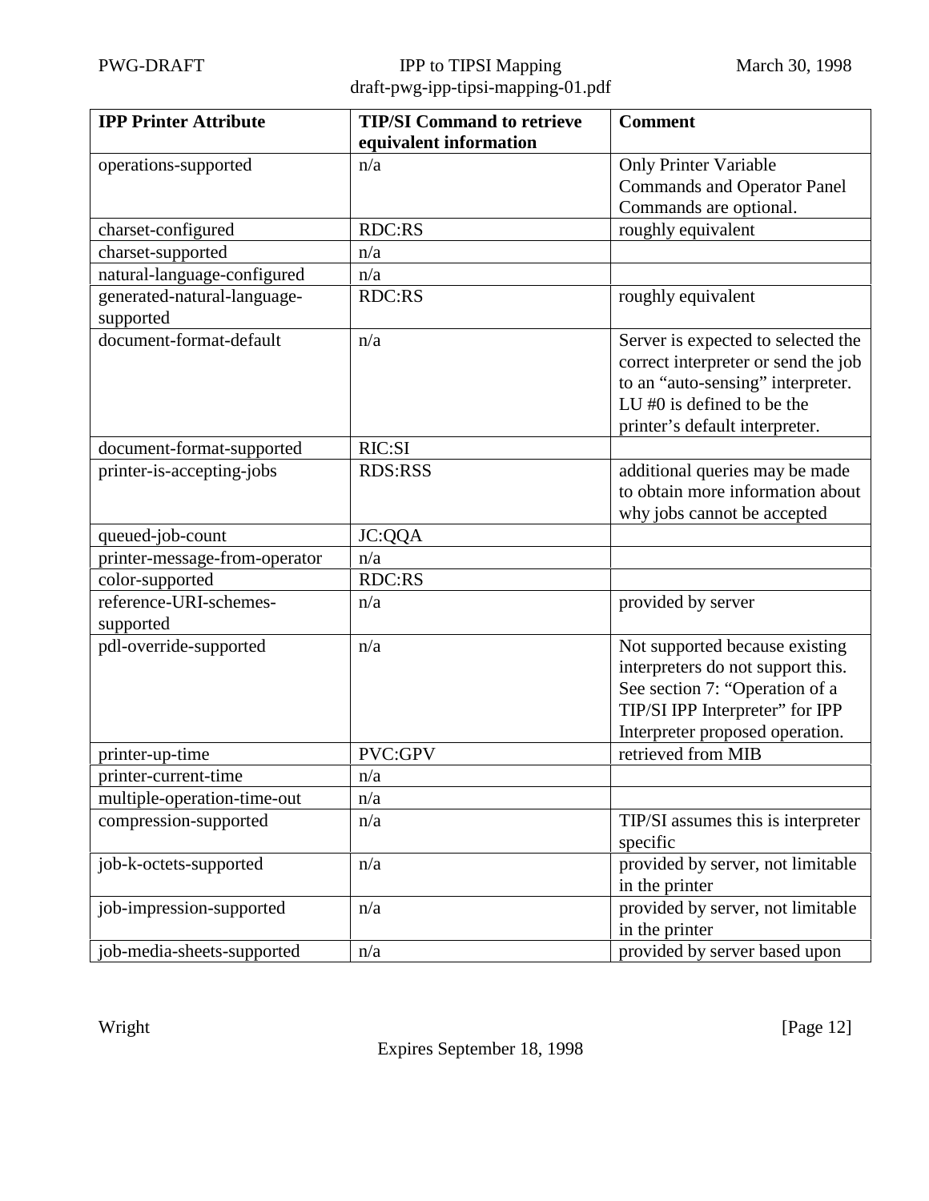| IPP Printer Attribute | TIP/SI Command to retrieve equivalent information | Comment |
|---|---|---|
| operations-supported | n/a | Only Printer Variable Commands and Operator Panel Commands are optional. |
| charset-configured | RDC:RS | roughly equivalent |
| charset-supported | n/a | |
| natural-language-configured | n/a | |
| generated-natural-language-supported | RDC:RS | roughly equivalent |
| document-format-default | n/a | Server is expected to selected the correct interpreter or send the job to an “auto-sensing” interpreter. LU #0 is defined to be the printer’s default interpreter. |
| document-format-supported | RIC:SI | |
| printer-is-accepting-jobs | RDS:RSS | additional queries may be made to obtain more information about why jobs cannot be accepted |
| queued-job-count | JC:QQA | |
| printer-message-from-operator | n/a | |
| color-supported | RDC:RS | |
| reference-URI-schemes-supported | n/a | provided by server |
| pdl-override-supported | n/a | Not supported because existing interpreters do not support this. See section 7: “Operation of a TIP/SI IPP Interpreter” for IPP Interpreter proposed operation. |
| printer-up-time | PVC:GPV | retrieved from MIB |
| printer-current-time | n/a | |
| multiple-operation-time-out | n/a | |
| compression-supported | n/a | TIP/SI assumes this is interpreter specific |
| job-k-octets-supported | n/a | provided by server, not limitable in the printer |
| job-impression-supported | n/a | provided by server, not limitable in the printer |
| job-media-sheets-supported | n/a | provided by server based upon |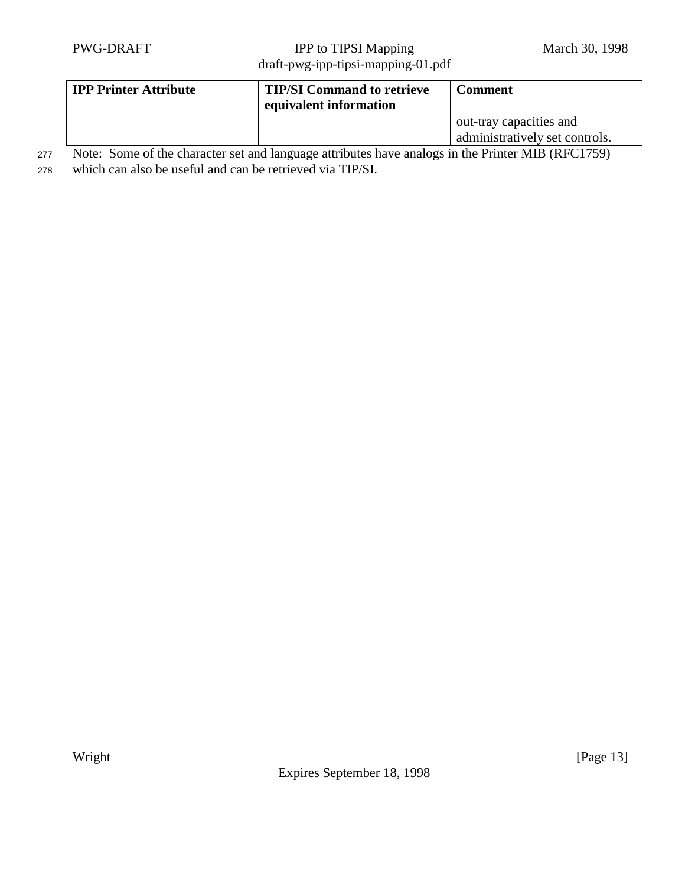| IPP Printer Attribute | TIP/SI Command to retrieve equivalent information | Comment |
|---|---|---|
| | | out-tray capacities and administratively set controls. |

Note: Some of the character set and language attributes have analogs in the Printer MIB (RFC1759) which can also be useful and can be retrieved via TIP/SI.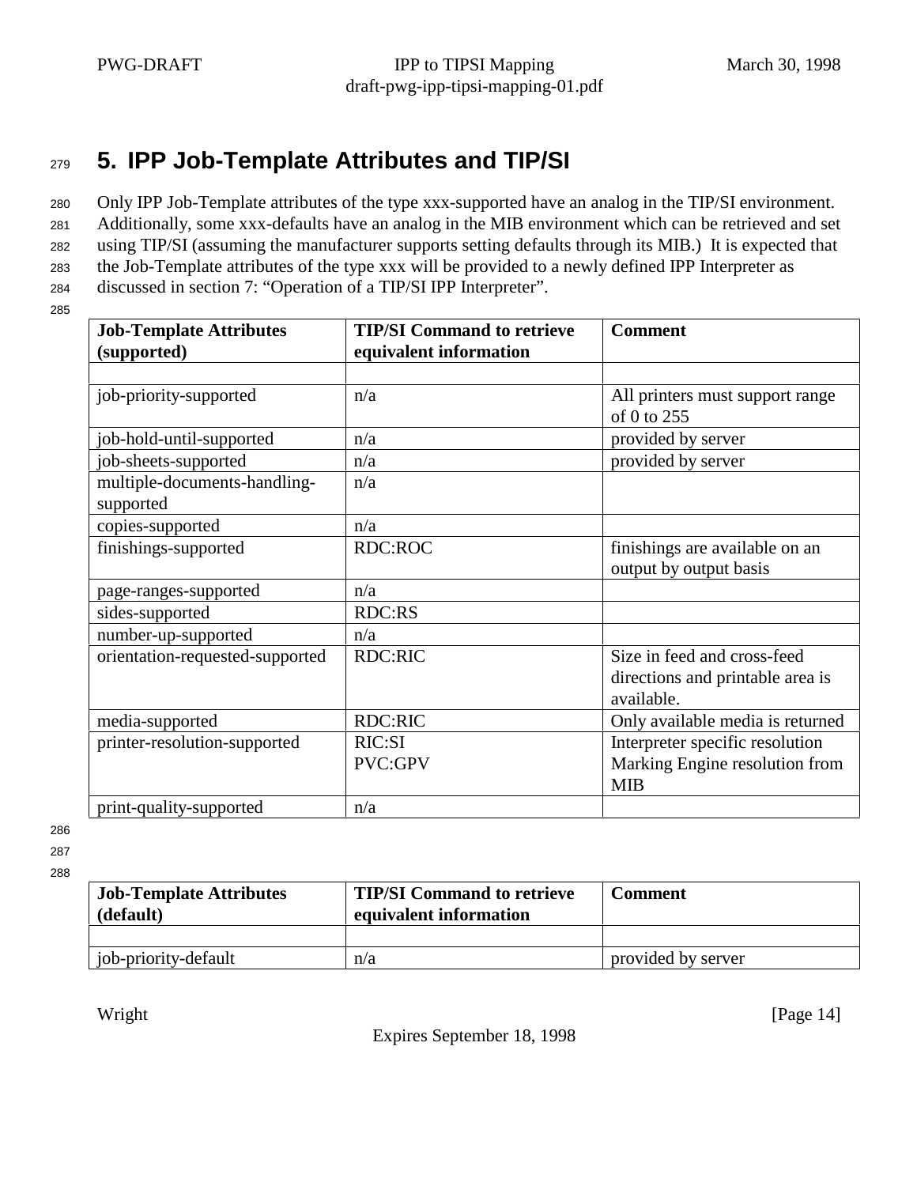# 5. IPP Job-Template Attributes and TIP/SI

Only IPP Job-Template attributes of the type xxx-supported have an analog in the TIP/SI environment. Additionally, some xxx-defaults have an analog in the MIB environment which can be retrieved and set using TIP/SI (assuming the manufacturer supports setting defaults through its MIB.) It is expected that the Job-Template attributes of the type xxx will be provided to a newly defined IPP Interpreter as discussed in section 7: "Operation of a TIP/SI IPP Interpreter".

| Job-Template Attributes (supported) | TIP/SI Command to retrieve equivalent information | Comment |
|---|---|---|
| | | |
| job-priority-supported | n/a | All printers must support range of 0 to 255 |
| job-hold-until-supported | n/a | provided by server |
| job-sheets-supported | n/a | provided by server |
| multiple-documents-handling-supported | n/a | |
| copies-supported | n/a | |
| finishings-supported | RDC:ROC | finishings are available on an output by output basis |
| page-ranges-supported | n/a | |
| sides-supported | RDC:RS | |
| number-up-supported | n/a | |
| orientation-requested-supported | RDC:RIC | Size in feed and cross-feed directions and printable area is available. |
| media-supported | RDC:RIC | Only available media is returned |
| printer-resolution-supported | RIC:SI<br>PVC:GPV | Interpreter specific resolution<br>Marking Engine resolution from MIB |
| print-quality-supported | n/a | |

| Job-Template Attributes (default) | TIP/SI Command to retrieve equivalent information | Comment |
|---|---|---|
| | | |
| job-priority-default | n/a | provided by server |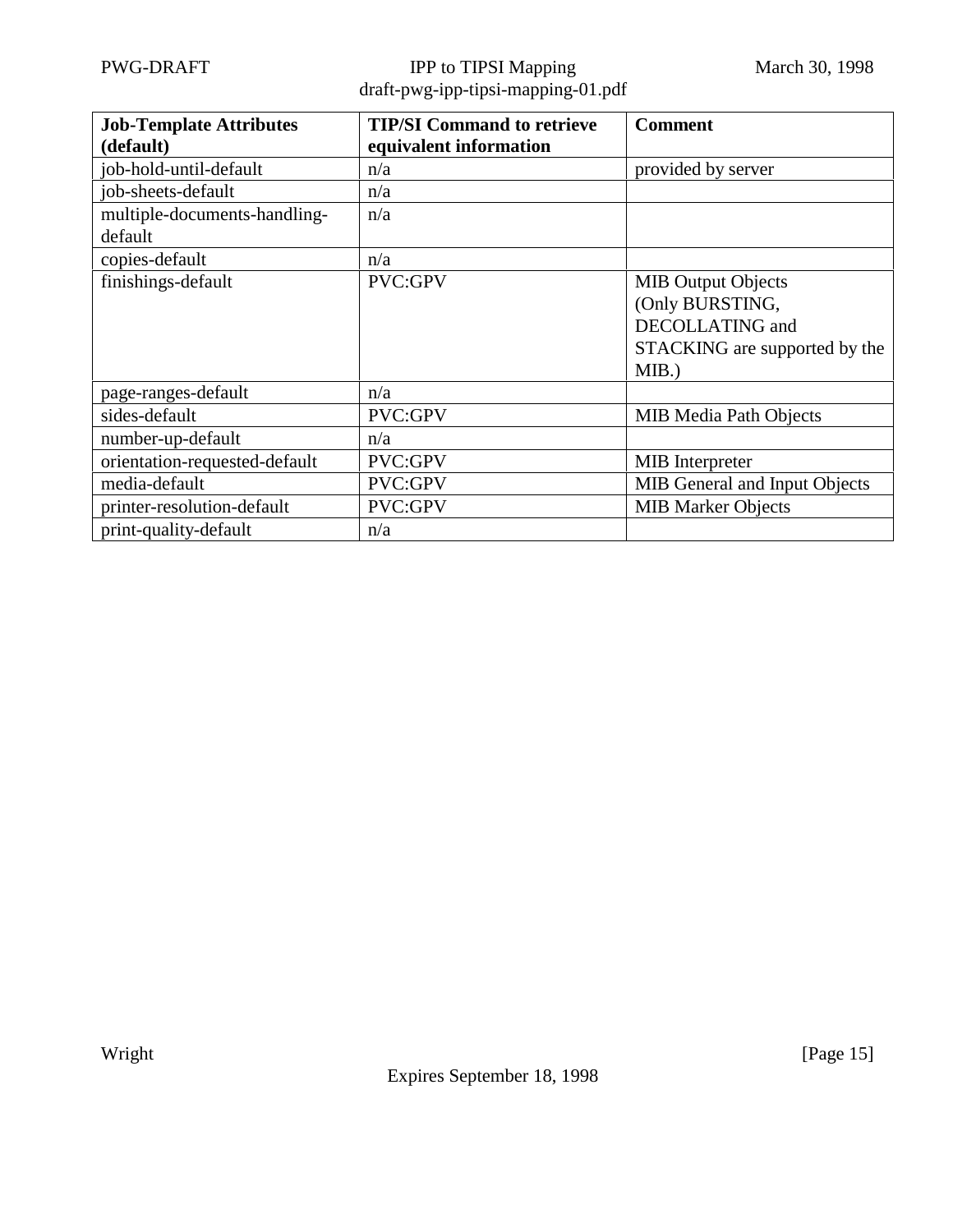| Job-Template Attributes (default) | TIP/SI Command to retrieve equivalent information | Comment |
|---|---|---|
| job-hold-until-default | n/a | provided by server |
| job-sheets-default | n/a | |
| multiple-documents-handling-default | n/a | |
| copies-default | n/a | |
| finishings-default | PVC:GPV | MIB Output Objects (Only BURSTING, DECOLLATING and STACKING are supported by the MIB.) |
| page-ranges-default | n/a | |
| sides-default | PVC:GPV | MIB Media Path Objects |
| number-up-default | n/a | |
| orientation-requested-default | PVC:GPV | MIB Interpreter |
| media-default | PVC:GPV | MIB General and Input Objects |
| printer-resolution-default | PVC:GPV | MIB Marker Objects |
| print-quality-default | n/a | |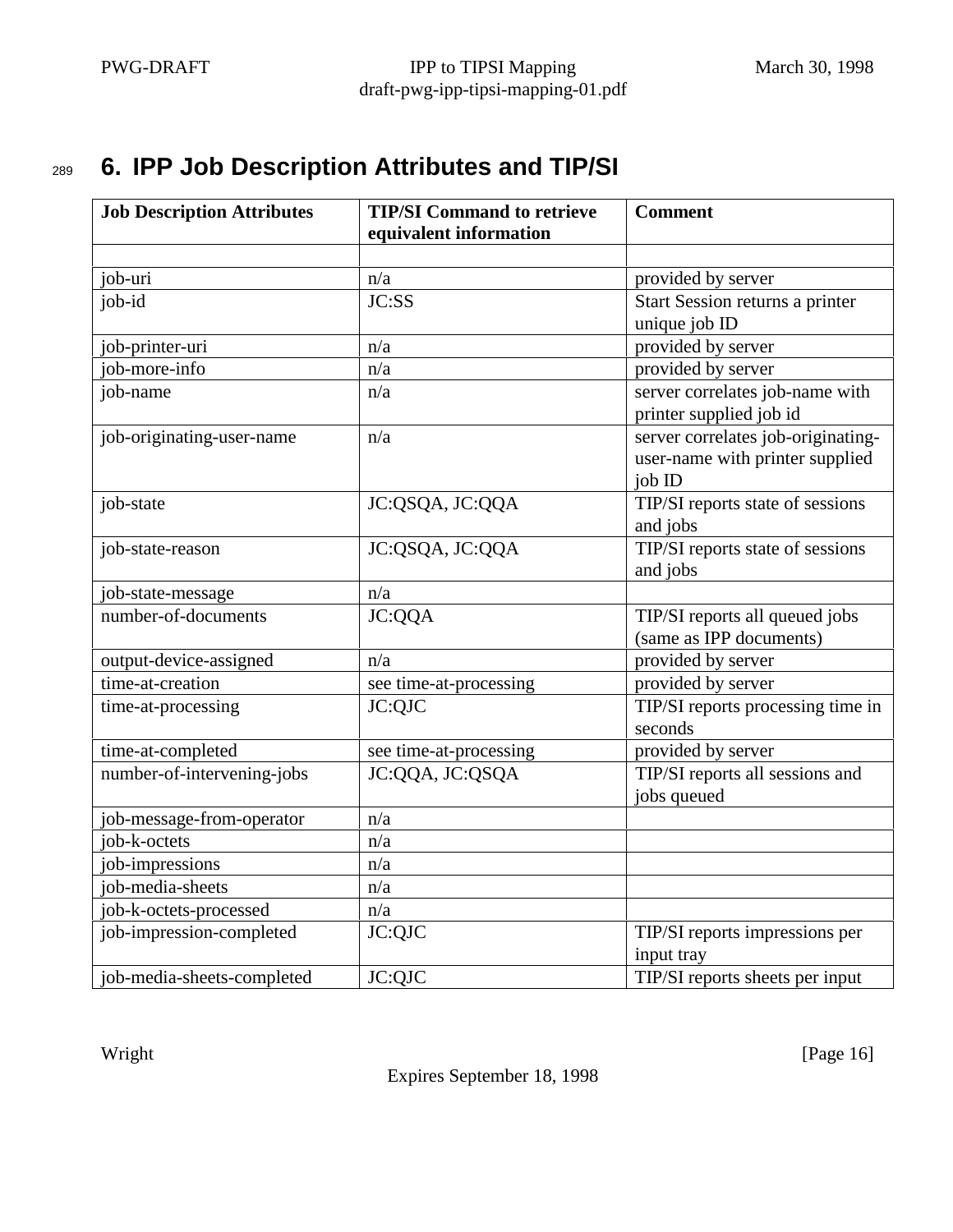# 6. IPP Job Description Attributes and TIP/SI

| Job Description Attributes | TIP/SI Command to retrieve equivalent information | Comment |
|---|---|---|
| | | |
| job-uri | n/a | provided by server |
| job-id | JC:SS | Start Session returns a printer unique job ID |
| job-printer-uri | n/a | provided by server |
| job-more-info | n/a | provided by server |
| job-name | n/a | server correlates job-name with printer supplied job id |
| job-originating-user-name | n/a | server correlates job-originating-user-name with printer supplied job ID |
| job-state | JC:QSQA, JC:QQA | TIP/SI reports state of sessions and jobs |
| job-state-reason | JC:QSQA, JC:QQA | TIP/SI reports state of sessions and jobs |
| job-state-message | n/a | |
| number-of-documents | JC:QQA | TIP/SI reports all queued jobs (same as IPP documents) |
| output-device-assigned | n/a | provided by server |
| time-at-creation | see time-at-processing | provided by server |
| time-at-processing | JC:QJC | TIP/SI reports processing time in seconds |
| time-at-completed | see time-at-processing | provided by server |
| number-of-intervening-jobs | JC:QQA, JC:QSQA | TIP/SI reports all sessions and jobs queued |
| job-message-from-operator | n/a | |
| job-k-octets | n/a | |
| job-impressions | n/a | |
| job-media-sheets | n/a | |
| job-k-octets-processed | n/a | |
| job-impression-completed | JC:QJC | TIP/SI reports impressions per input tray |
| job-media-sheets-completed | JC:QJC | TIP/SI reports sheets per input |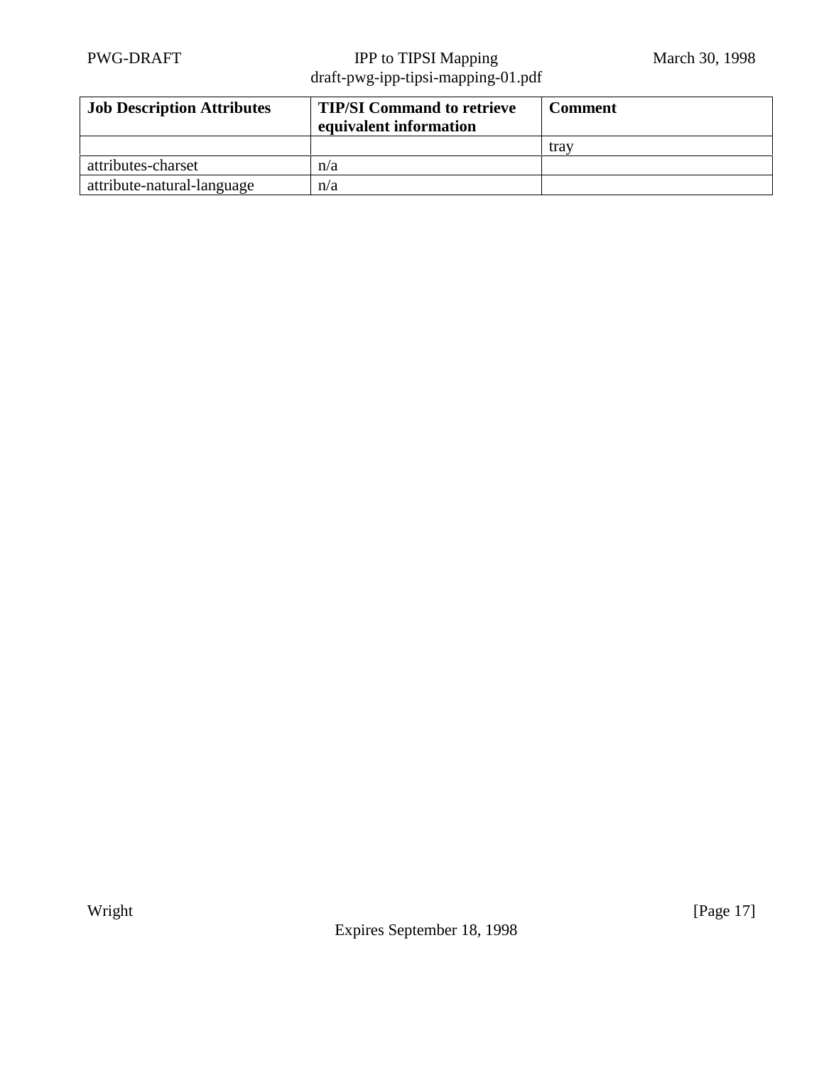| Job Description Attributes | TIP/SI Command to retrieve equivalent information | Comment |
|---|---|---|
| | | tray |
| attributes-charset | n/a | |
| attribute-natural-language | n/a | |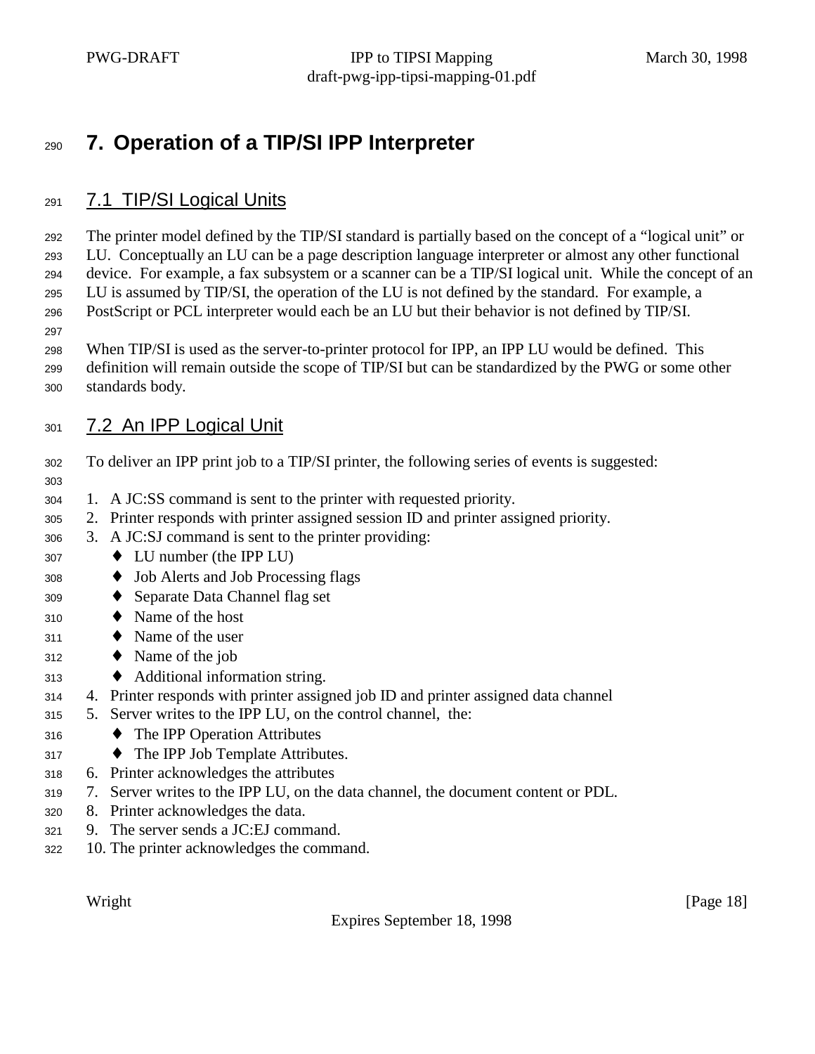# 7. Operation of a TIP/SI IPP Interpreter

## 7.1 TIP/SI Logical Units

The printer model defined by the TIP/SI standard is partially based on the concept of a "logical unit" or LU. Conceptually an LU can be a page description language interpreter or almost any other functional device. For example, a fax subsystem or a scanner can be a TIP/SI logical unit. While the concept of an LU is assumed by TIP/SI, the operation of the LU is not defined by the standard. For example, a PostScript or PCL interpreter would each be an LU but their behavior is not defined by TIP/SI.

When TIP/SI is used as the server-to-printer protocol for IPP, an IPP LU would be defined. This definition will remain outside the scope of TIP/SI but can be standardized by the PWG or some other standards body.

## 7.2 An IPP Logical Unit

To deliver an IPP print job to a TIP/SI printer, the following series of events is suggested:

1. A JC:SS command is sent to the printer with requested priority.
2. Printer responds with printer assigned session ID and printer assigned priority.
3. A JC:SJ command is sent to the printer providing:
   - LU number (the IPP LU)
   - Job Alerts and Job Processing flags
   - Separate Data Channel flag set
   - Name of the host
   - Name of the user
   - Name of the job
   - Additional information string.
4. Printer responds with printer assigned job ID and printer assigned data channel
5. Server writes to the IPP LU, on the control channel, the:
   - The IPP Operation Attributes
   - The IPP Job Template Attributes.
6. Printer acknowledges the attributes
7. Server writes to the IPP LU, on the data channel, the document content or PDL.
8. Printer acknowledges the data.
9. The server sends a JC:EJ command.
10. The printer acknowledges the command.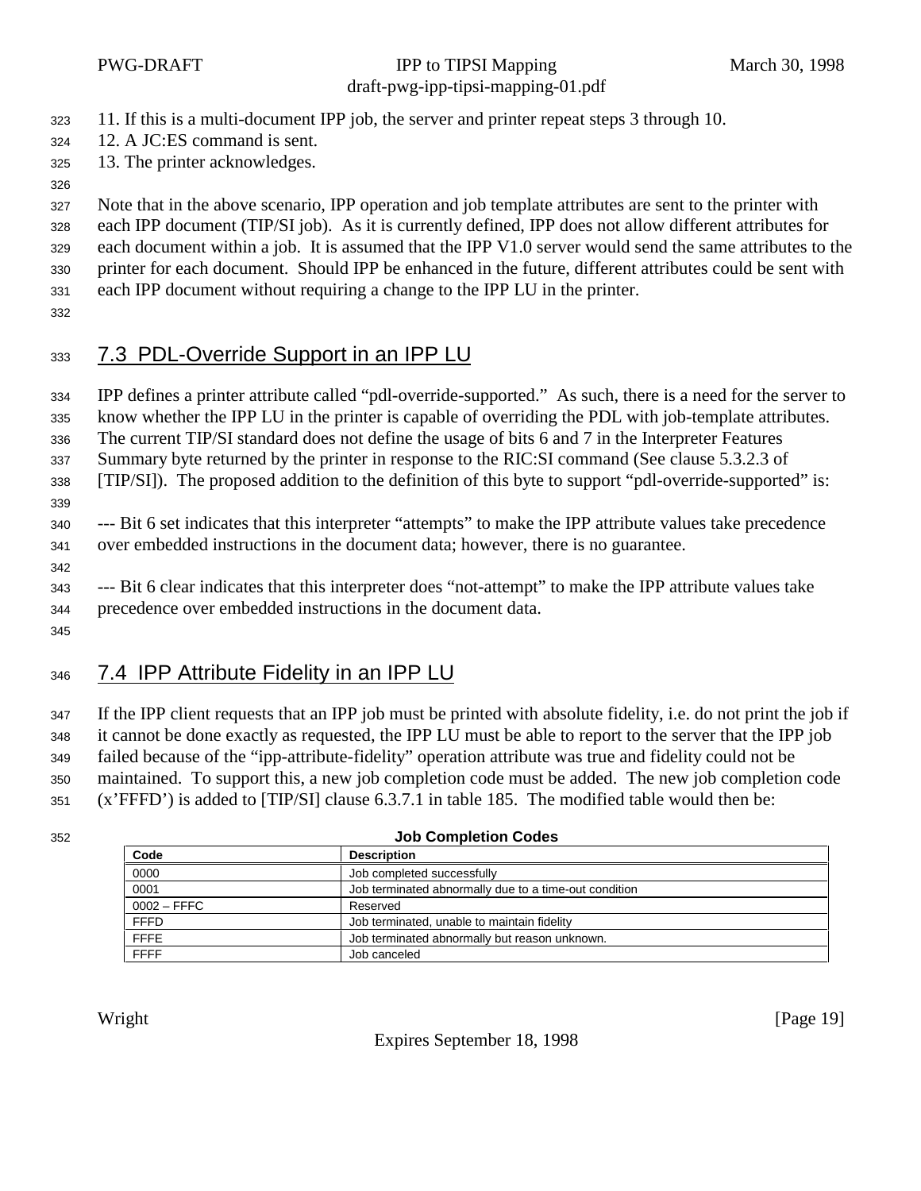11. If this is a multi-document IPP job, the server and printer repeat steps 3 through 10.
12. A JC:ES command is sent.
13. The printer acknowledges.

Note that in the above scenario, IPP operation and job template attributes are sent to the printer with each IPP document (TIP/SI job). As it is currently defined, IPP does not allow different attributes for each document within a job. It is assumed that the IPP V1.0 server would send the same attributes to the printer for each document. Should IPP be enhanced in the future, different attributes could be sent with each IPP document without requiring a change to the IPP LU in the printer.

## 7.3 PDL-Override Support in an IPP LU

IPP defines a printer attribute called "pdl-override-supported." As such, there is a need for the server to know whether the IPP LU in the printer is capable of overriding the PDL with job-template attributes. The current TIP/SI standard does not define the usage of bits 6 and 7 in the Interpreter Features Summary byte returned by the printer in response to the RIC:SI command (See clause 5.3.2.3 of [TIP/SI]). The proposed addition to the definition of this byte to support "pdl-override-supported" is:

--- Bit 6 set indicates that this interpreter "attempts" to make the IPP attribute values take precedence over embedded instructions in the document data; however, there is no guarantee.

--- Bit 6 clear indicates that this interpreter does "not-attempt" to make the IPP attribute values take precedence over embedded instructions in the document data.

## 7.4 IPP Attribute Fidelity in an IPP LU

If the IPP client requests that an IPP job must be printed with absolute fidelity, i.e. do not print the job if it cannot be done exactly as requested, the IPP LU must be able to report to the server that the IPP job failed because of the "ipp-attribute-fidelity" operation attribute was true and fidelity could not be maintained. To support this, a new job completion code must be added. The new job completion code (x'FFFD') is added to [TIP/SI] clause 6.3.7.1 in table 185. The modified table would then be:

**Job Completion Codes**

| Code | Description |
|---|---|
| 0000 | Job completed successfully |
| 0001 | Job terminated abnormally due to a time-out condition |
| 0002 – FFFC | Reserved |
| FFFD | Job terminated, unable to maintain fidelity |
| FFFE | Job terminated abnormally but reason unknown. |
| FFFF | Job canceled |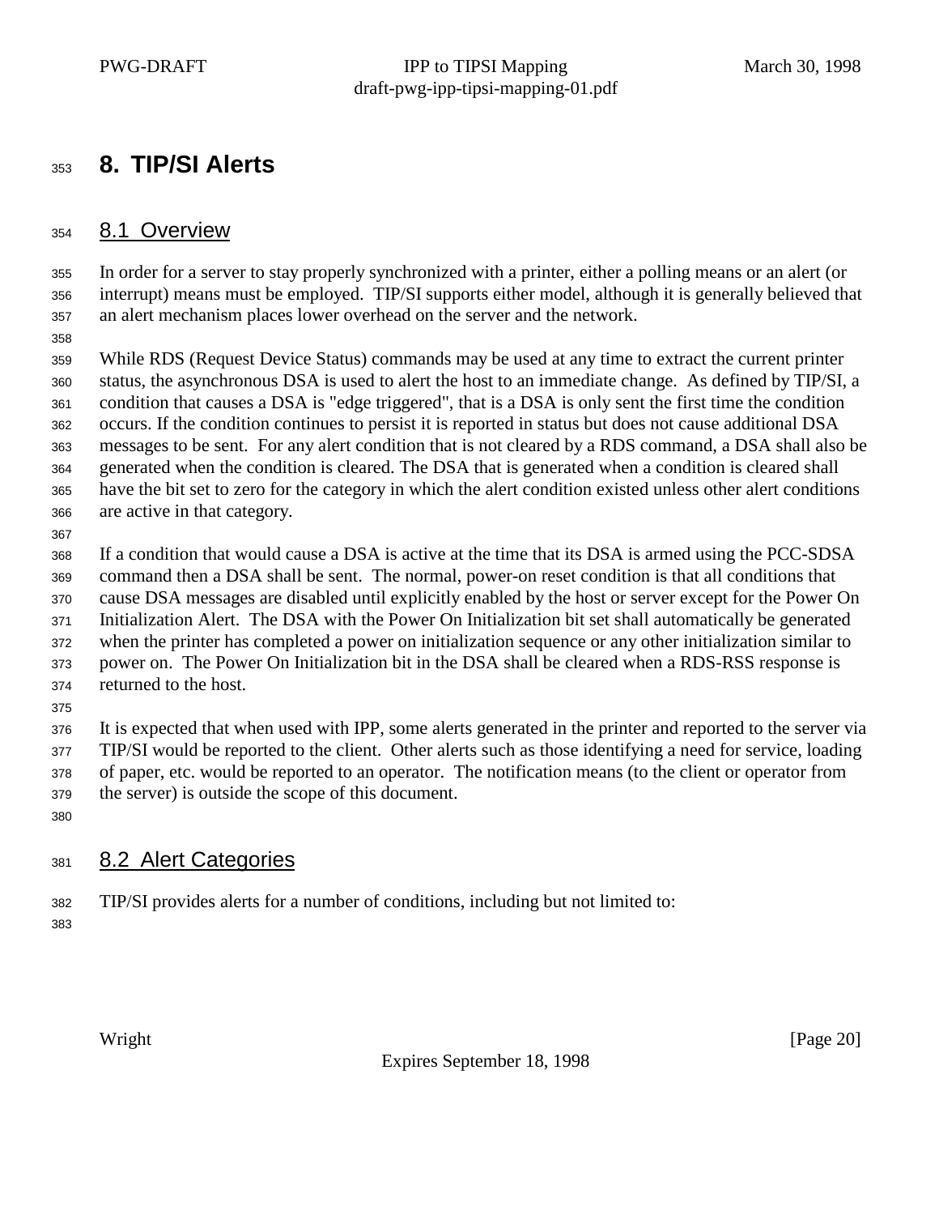# 8. TIP/SI Alerts

## 8.1 Overview

In order for a server to stay properly synchronized with a printer, either a polling means or an alert (or interrupt) means must be employed. TIP/SI supports either model, although it is generally believed that an alert mechanism places lower overhead on the server and the network.

While RDS (Request Device Status) commands may be used at any time to extract the current printer status, the asynchronous DSA is used to alert the host to an immediate change. As defined by TIP/SI, a condition that causes a DSA is "edge triggered", that is a DSA is only sent the first time the condition occurs. If the condition continues to persist it is reported in status but does not cause additional DSA messages to be sent. For any alert condition that is not cleared by a RDS command, a DSA shall also be generated when the condition is cleared. The DSA that is generated when a condition is cleared shall have the bit set to zero for the category in which the alert condition existed unless other alert conditions are active in that category.

If a condition that would cause a DSA is active at the time that its DSA is armed using the PCC-SDSA command then a DSA shall be sent. The normal, power-on reset condition is that all conditions that cause DSA messages are disabled until explicitly enabled by the host or server except for the Power On Initialization Alert. The DSA with the Power On Initialization bit set shall automatically be generated when the printer has completed a power on initialization sequence or any other initialization similar to power on. The Power On Initialization bit in the DSA shall be cleared when a RDS-RSS response is returned to the host.

It is expected that when used with IPP, some alerts generated in the printer and reported to the server via TIP/SI would be reported to the client. Other alerts such as those identifying a need for service, loading of paper, etc. would be reported to an operator. The notification means (to the client or operator from the server) is outside the scope of this document.

## 8.2 Alert Categories

TIP/SI provides alerts for a number of conditions, including but not limited to: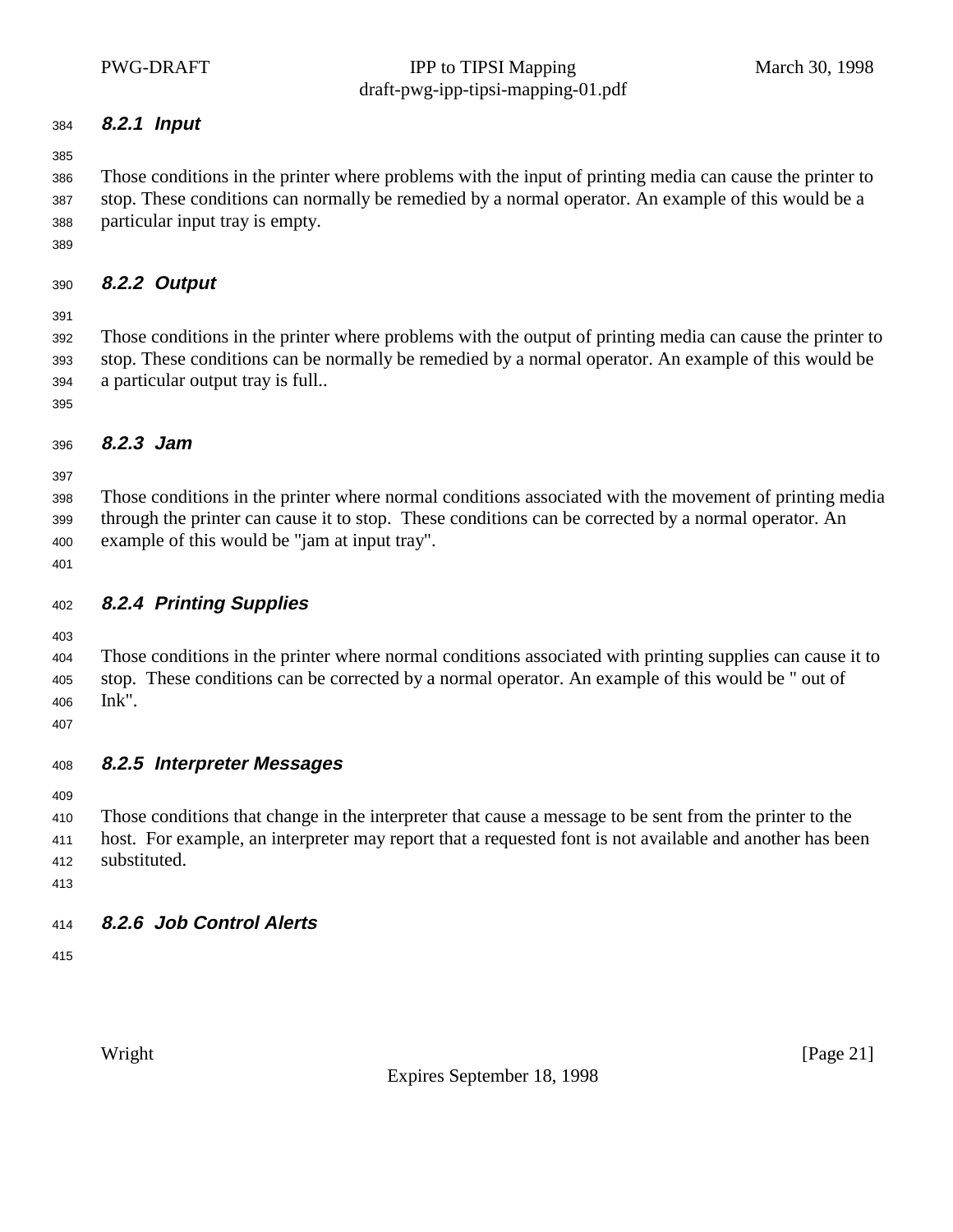### 8.2.1 Input

Those conditions in the printer where problems with the input of printing media can cause the printer to stop. These conditions can normally be remedied by a normal operator. An example of this would be a particular input tray is empty.

### 8.2.2 Output

Those conditions in the printer where problems with the output of printing media can cause the printer to stop. These conditions can be normally be remedied by a normal operator. An example of this would be a particular output tray is full..

### 8.2.3 Jam

Those conditions in the printer where normal conditions associated with the movement of printing media through the printer can cause it to stop. These conditions can be corrected by a normal operator. An example of this would be "jam at input tray".

### 8.2.4 Printing Supplies

Those conditions in the printer where normal conditions associated with printing supplies can cause it to stop. These conditions can be corrected by a normal operator. An example of this would be " out of Ink".

### 8.2.5 Interpreter Messages

Those conditions that change in the interpreter that cause a message to be sent from the printer to the host. For example, an interpreter may report that a requested font is not available and another has been substituted.

### 8.2.6 Job Control Alerts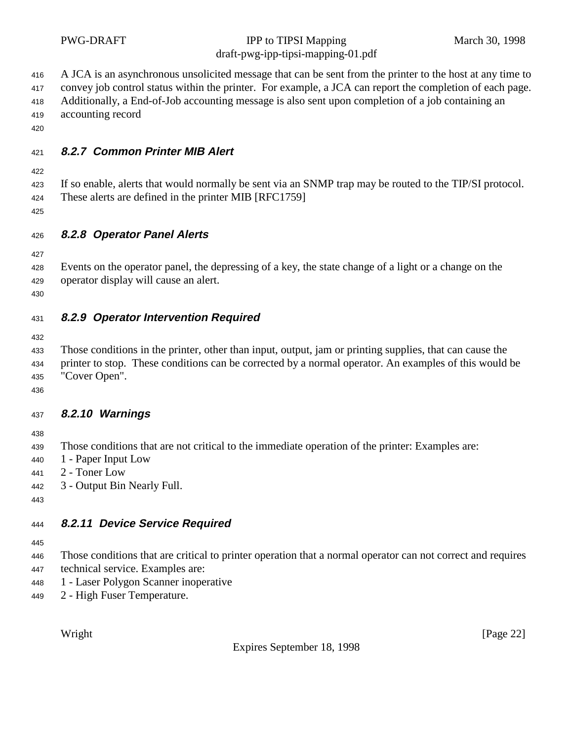A JCA is an asynchronous unsolicited message that can be sent from the printer to the host at any time to convey job control status within the printer. For example, a JCA can report the completion of each page. Additionally, a End-of-Job accounting message is also sent upon completion of a job containing an accounting record

### 8.2.7 Common Printer MIB Alert

If so enable, alerts that would normally be sent via an SNMP trap may be routed to the TIP/SI protocol. These alerts are defined in the printer MIB [RFC1759]

### 8.2.8 Operator Panel Alerts

Events on the operator panel, the depressing of a key, the state change of a light or a change on the operator display will cause an alert.

### 8.2.9 Operator Intervention Required

Those conditions in the printer, other than input, output, jam or printing supplies, that can cause the printer to stop. These conditions can be corrected by a normal operator. An examples of this would be "Cover Open".

### 8.2.10 Warnings

Those conditions that are not critical to the immediate operation of the printer: Examples are:
1 - Paper Input Low
2 - Toner Low
3 - Output Bin Nearly Full.

### 8.2.11 Device Service Required

Those conditions that are critical to printer operation that a normal operator can not correct and requires technical service. Examples are:
1 - Laser Polygon Scanner inoperative
2 - High Fuser Temperature.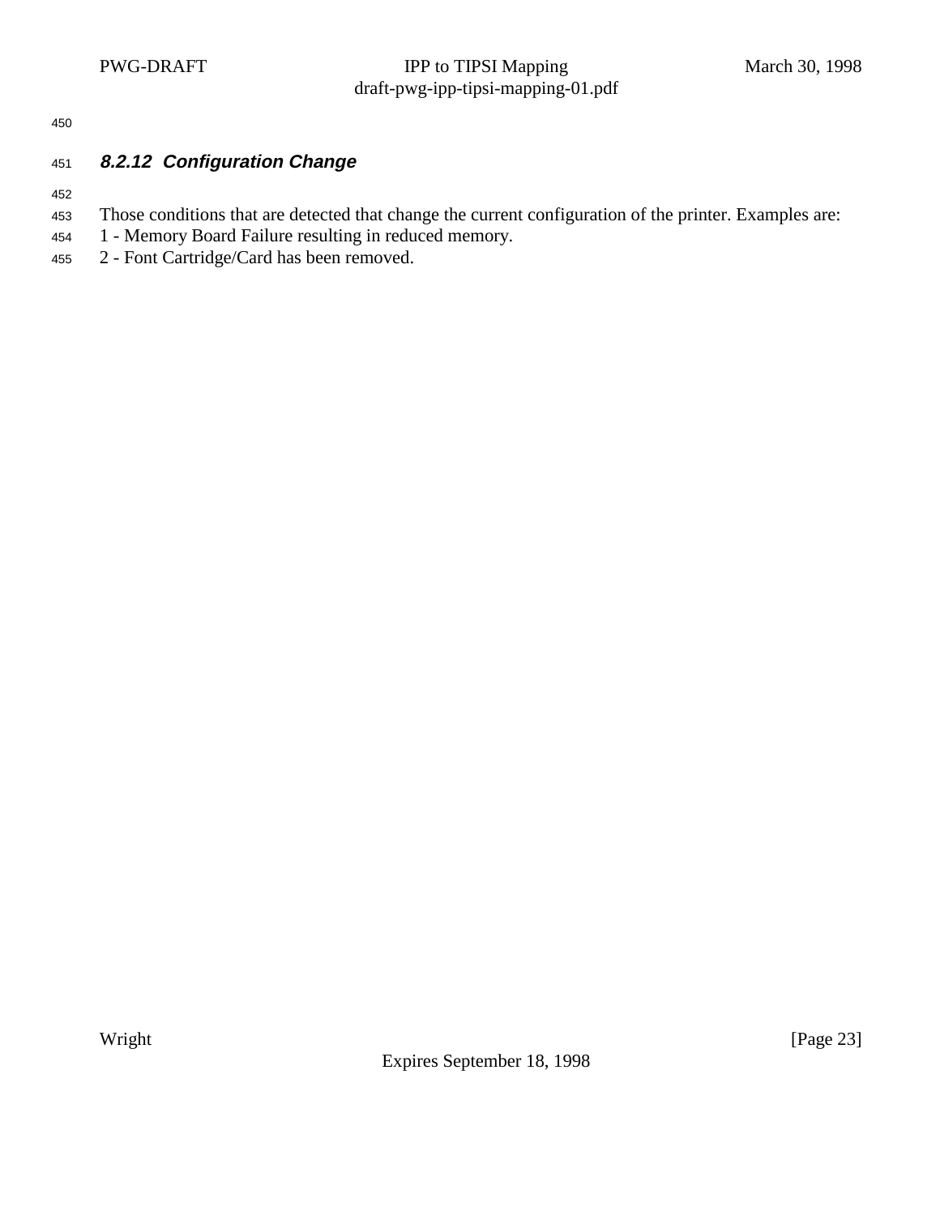#### 8.2.12 Configuration Change

Those conditions that are detected that change the current configuration of the printer. Examples are:
1 - Memory Board Failure resulting in reduced memory.
2 - Font Cartridge/Card has been removed.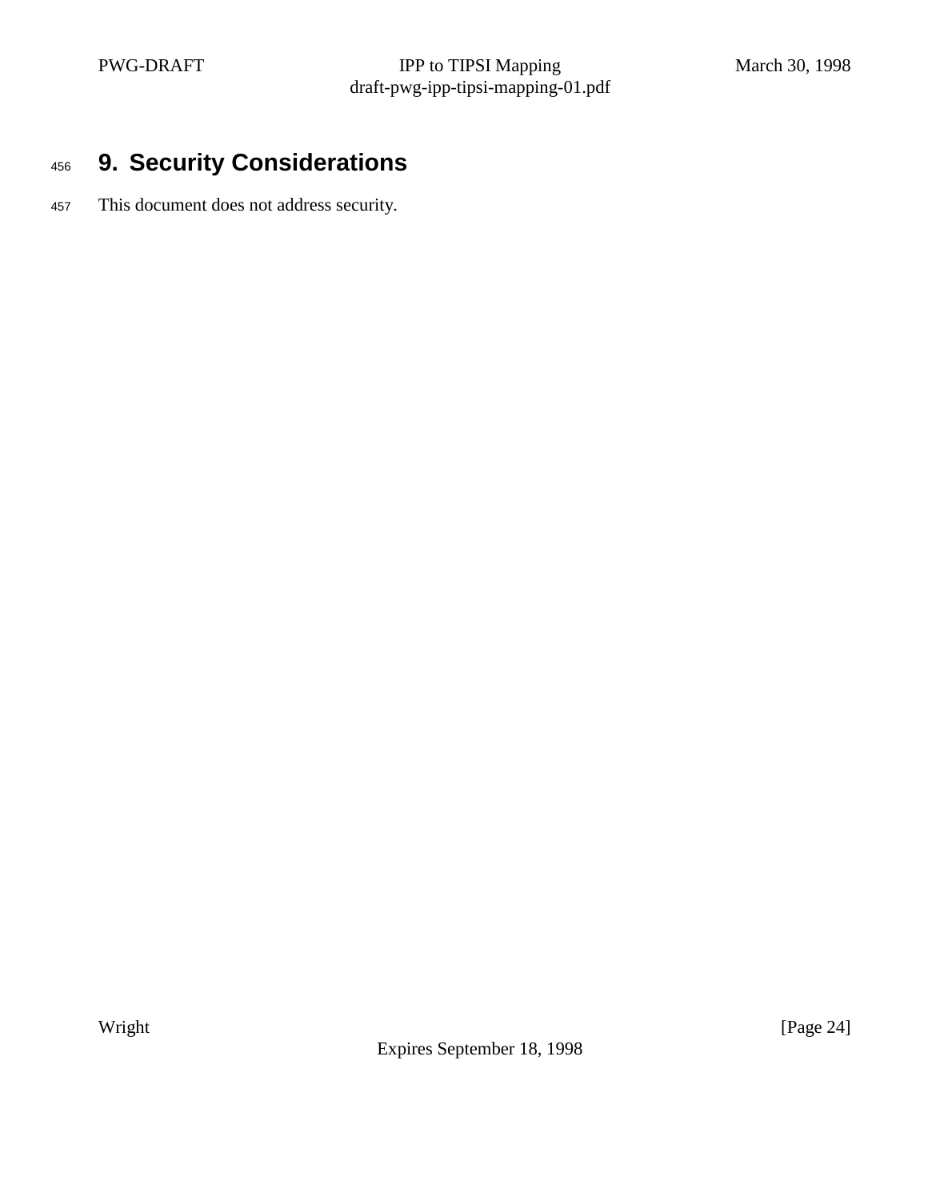# 9. Security Considerations

This document does not address security.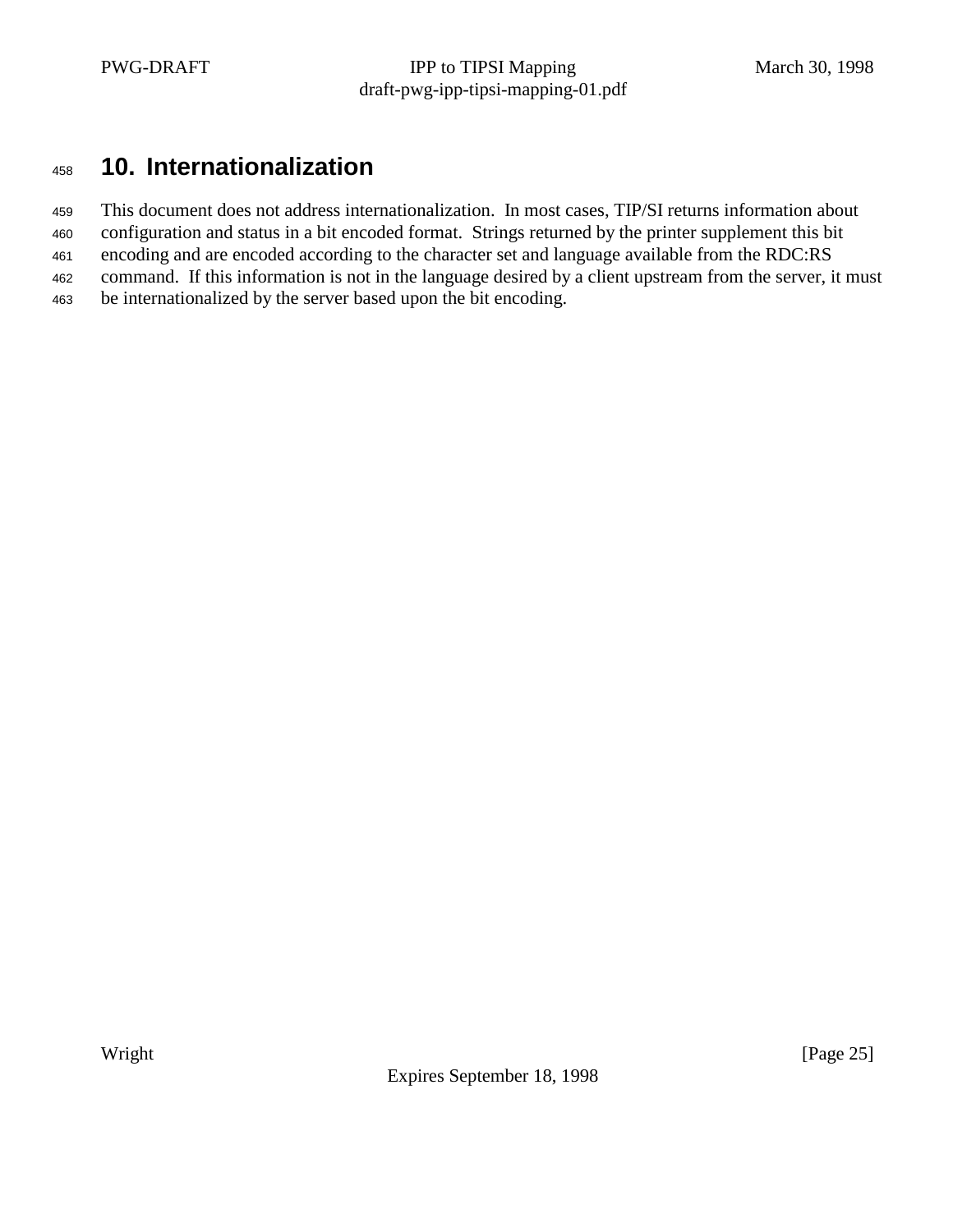# 10. Internationalization

This document does not address internationalization. In most cases, TIP/SI returns information about configuration and status in a bit encoded format. Strings returned by the printer supplement this bit encoding and are encoded according to the character set and language available from the RDC:RS command. If this information is not in the language desired by a client upstream from the server, it must be internationalized by the server based upon the bit encoding.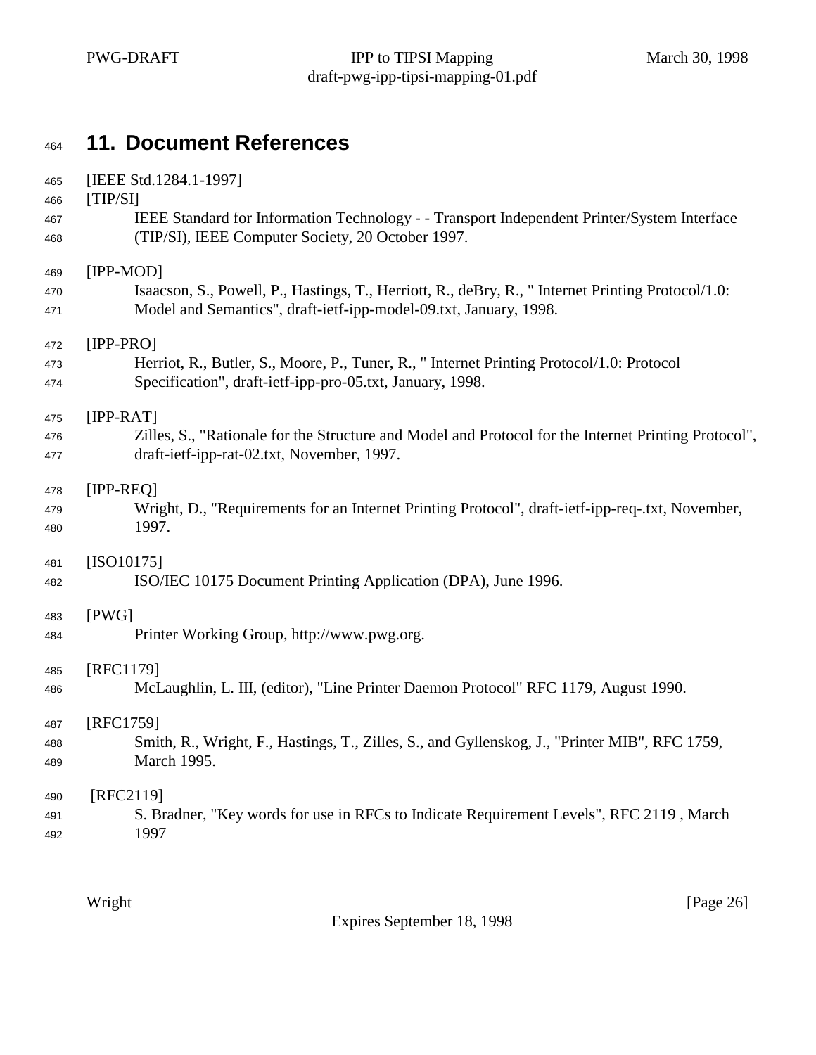# 11. Document References

[IEEE Std.1284.1-1997]
[TIP/SI]
IEEE Standard for Information Technology - - Transport Independent Printer/System Interface (TIP/SI), IEEE Computer Society, 20 October 1997.

[IPP-MOD]
Isaacson, S., Powell, P., Hastings, T., Herriott, R., deBry, R., " Internet Printing Protocol/1.0: Model and Semantics", draft-ietf-ipp-model-09.txt, January, 1998.

[IPP-PRO]
Herriot, R., Butler, S., Moore, P., Tuner, R., " Internet Printing Protocol/1.0: Protocol Specification", draft-ietf-ipp-pro-05.txt, January, 1998.

[IPP-RAT]
Zilles, S., "Rationale for the Structure and Model and Protocol for the Internet Printing Protocol", draft-ietf-ipp-rat-02.txt, November, 1997.

[IPP-REQ]
Wright, D., "Requirements for an Internet Printing Protocol", draft-ietf-ipp-req-.txt, November, 1997.

[ISO10175]
ISO/IEC 10175 Document Printing Application (DPA), June 1996.

[PWG]
Printer Working Group, http://www.pwg.org.

[RFC1179]
McLaughlin, L. III, (editor), "Line Printer Daemon Protocol" RFC 1179, August 1990.

[RFC1759]
Smith, R., Wright, F., Hastings, T., Zilles, S., and Gyllenskog, J., "Printer MIB", RFC 1759, March 1995.

[RFC2119]
S. Bradner, "Key words for use in RFCs to Indicate Requirement Levels", RFC 2119 , March 1997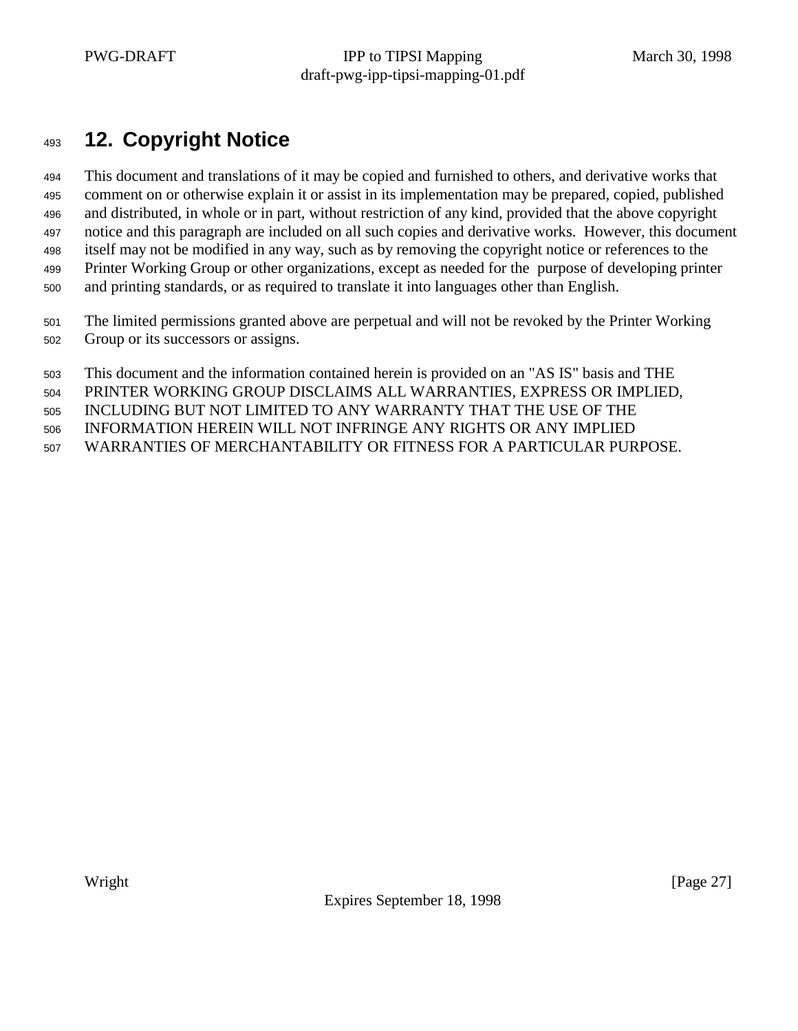## 12. Copyright Notice

This document and translations of it may be copied and furnished to others, and derivative works that comment on or otherwise explain it or assist in its implementation may be prepared, copied, published and distributed, in whole or in part, without restriction of any kind, provided that the above copyright notice and this paragraph are included on all such copies and derivative works. However, this document itself may not be modified in any way, such as by removing the copyright notice or references to the Printer Working Group or other organizations, except as needed for the purpose of developing printer and printing standards, or as required to translate it into languages other than English.

The limited permissions granted above are perpetual and will not be revoked by the Printer Working Group or its successors or assigns.

This document and the information contained herein is provided on an "AS IS" basis and THE PRINTER WORKING GROUP DISCLAIMS ALL WARRANTIES, EXPRESS OR IMPLIED, INCLUDING BUT NOT LIMITED TO ANY WARRANTY THAT THE USE OF THE INFORMATION HEREIN WILL NOT INFRINGE ANY RIGHTS OR ANY IMPLIED WARRANTIES OF MERCHANTABILITY OR FITNESS FOR A PARTICULAR PURPOSE.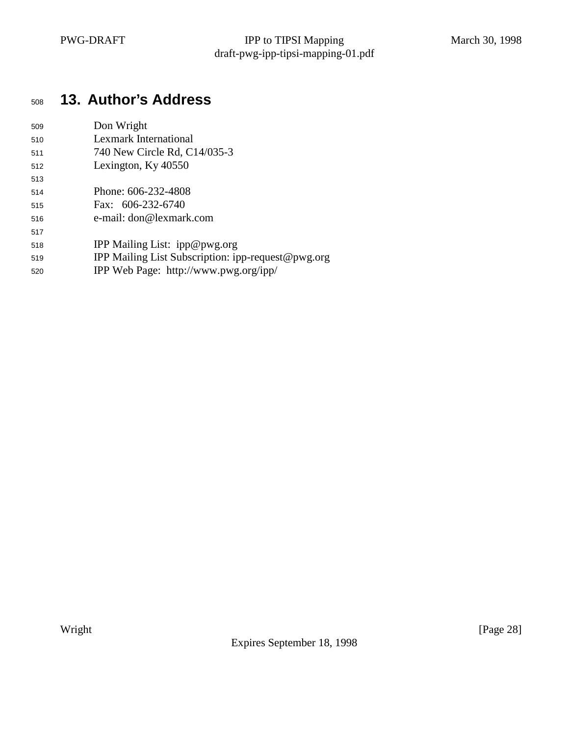# 13. Author's Address

Don Wright
Lexmark International
740 New Circle Rd, C14/035-3
Lexington, Ky 40550

Phone: 606-232-4808
Fax: 606-232-6740
e-mail: don@lexmark.com

IPP Mailing List: ipp@pwg.org
IPP Mailing List Subscription: ipp-request@pwg.org
IPP Web Page: http://www.pwg.org/ipp/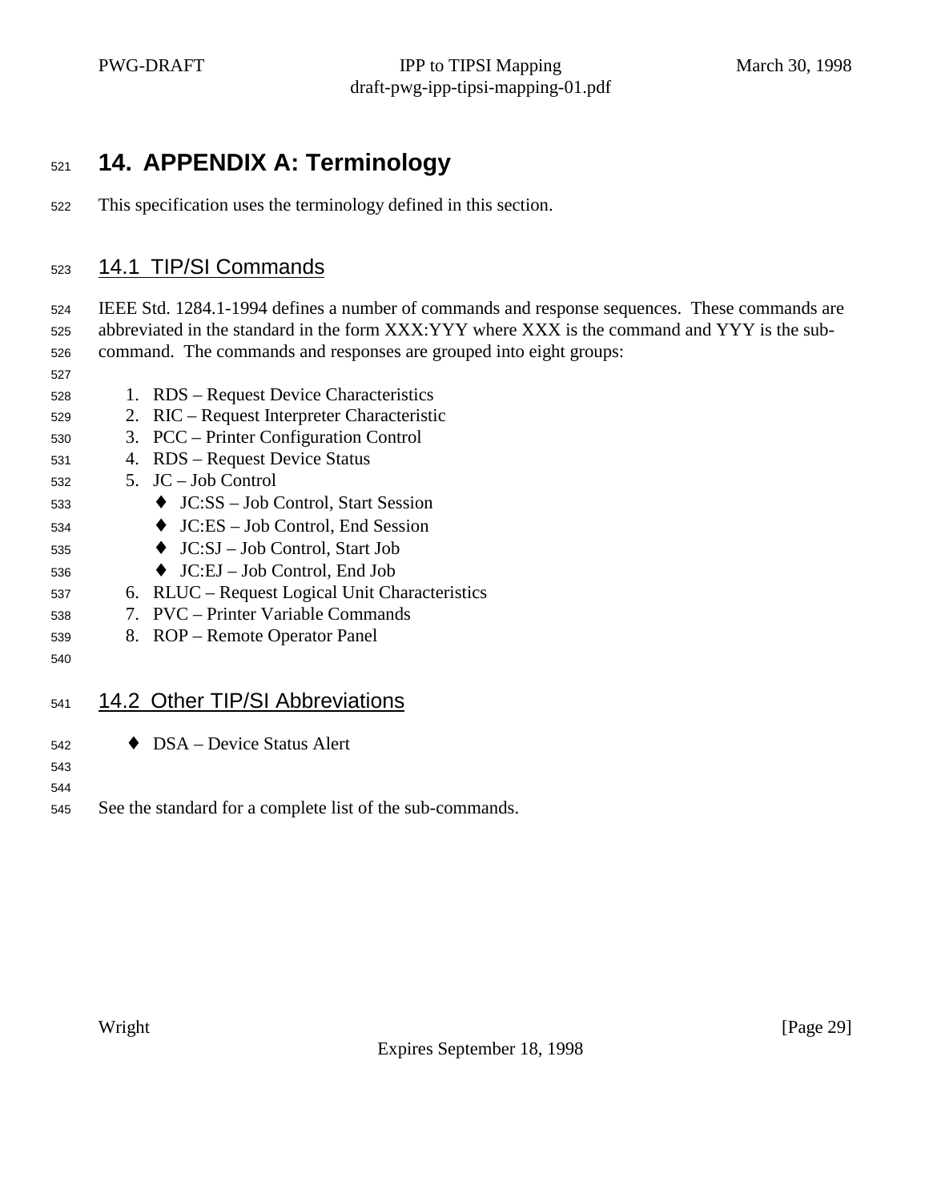# 14. APPENDIX A: Terminology

This specification uses the terminology defined in this section.

## 14.1 TIP/SI Commands

IEEE Std. 1284.1-1994 defines a number of commands and response sequences. These commands are abbreviated in the standard in the form XXX:YYY where XXX is the command and YYY is the sub-command. The commands and responses are grouped into eight groups:

1. RDS – Request Device Characteristics
2. RIC – Request Interpreter Characteristic
3. PCC – Printer Configuration Control
4. RDS – Request Device Status
5. JC – Job Control
   - JC:SS – Job Control, Start Session
   - JC:ES – Job Control, End Session
   - JC:SJ – Job Control, Start Job
   - JC:EJ – Job Control, End Job
6. RLUC – Request Logical Unit Characteristics
7. PVC – Printer Variable Commands
8. ROP – Remote Operator Panel

## 14.2 Other TIP/SI Abbreviations

- DSA – Device Status Alert

See the standard for a complete list of the sub-commands.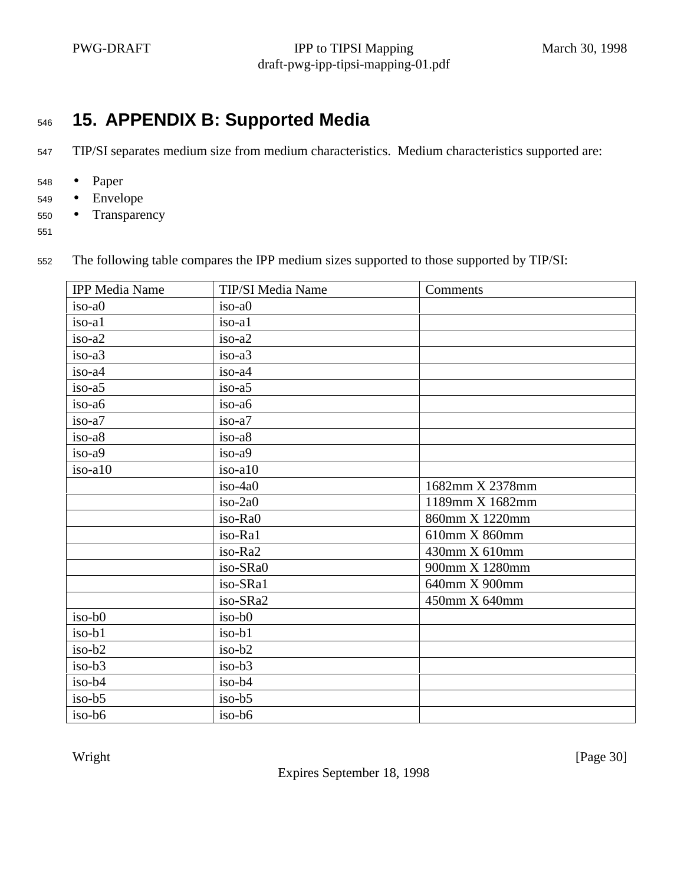## 15. APPENDIX B: Supported Media

TIP/SI separates medium size from medium characteristics. Medium characteristics supported are:

- Paper
- Envelope
- Transparency

The following table compares the IPP medium sizes supported to those supported by TIP/SI:

| IPP Media Name | TIP/SI Media Name | Comments |
|---|---|---|
| iso-a0 | iso-a0 | |
| iso-a1 | iso-a1 | |
| iso-a2 | iso-a2 | |
| iso-a3 | iso-a3 | |
| iso-a4 | iso-a4 | |
| iso-a5 | iso-a5 | |
| iso-a6 | iso-a6 | |
| iso-a7 | iso-a7 | |
| iso-a8 | iso-a8 | |
| iso-a9 | iso-a9 | |
| iso-a10 | iso-a10 | |
| | iso-4a0 | 1682mm X 2378mm |
| | iso-2a0 | 1189mm X 1682mm |
| | iso-Ra0 | 860mm X 1220mm |
| | iso-Ra1 | 610mm X 860mm |
| | iso-Ra2 | 430mm X 610mm |
| | iso-SRa0 | 900mm X 1280mm |
| | iso-SRa1 | 640mm X 900mm |
| | iso-SRa2 | 450mm X 640mm |
| iso-b0 | iso-b0 | |
| iso-b1 | iso-b1 | |
| iso-b2 | iso-b2 | |
| iso-b3 | iso-b3 | |
| iso-b4 | iso-b4 | |
| iso-b5 | iso-b5 | |
| iso-b6 | iso-b6 | |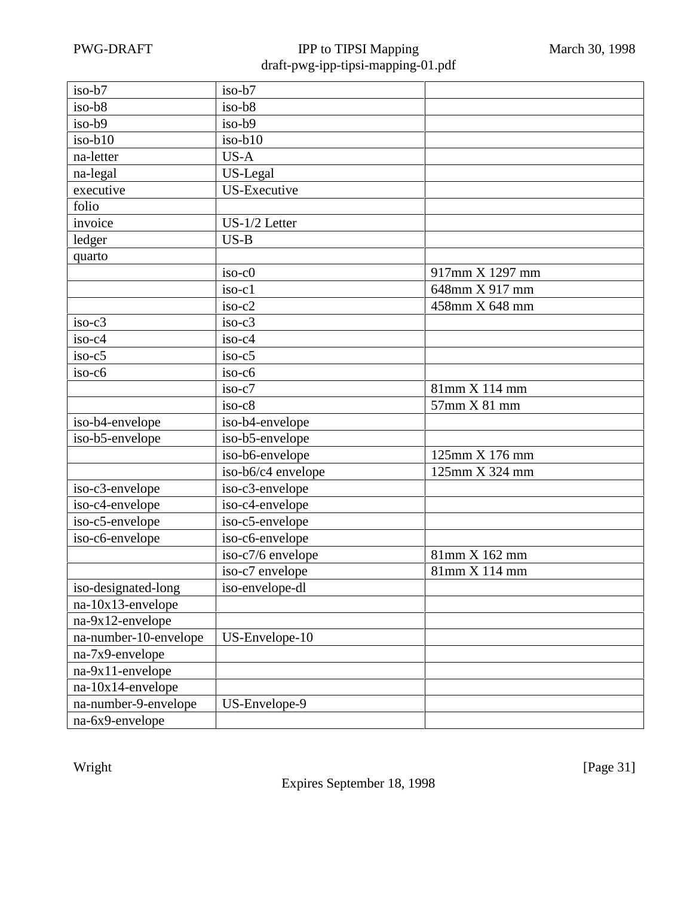| | | |
|---|---|---|
| iso-b7 | iso-b7 | |
| iso-b8 | iso-b8 | |
| iso-b9 | iso-b9 | |
| iso-b10 | iso-b10 | |
| na-letter | US-A | |
| na-legal | US-Legal | |
| executive | US-Executive | |
| folio | | |
| invoice | US-1/2 Letter | |
| ledger | US-B | |
| quarto | | |
| | iso-c0 | 917mm X 1297 mm |
| | iso-c1 | 648mm X 917 mm |
| | iso-c2 | 458mm X 648 mm |
| iso-c3 | iso-c3 | |
| iso-c4 | iso-c4 | |
| iso-c5 | iso-c5 | |
| iso-c6 | iso-c6 | |
| | iso-c7 | 81mm X 114 mm |
| | iso-c8 | 57mm X 81 mm |
| iso-b4-envelope | iso-b4-envelope | |
| iso-b5-envelope | iso-b5-envelope | |
| | iso-b6-envelope | 125mm X 176 mm |
| | iso-b6/c4 envelope | 125mm X 324 mm |
| iso-c3-envelope | iso-c3-envelope | |
| iso-c4-envelope | iso-c4-envelope | |
| iso-c5-envelope | iso-c5-envelope | |
| iso-c6-envelope | iso-c6-envelope | |
| | iso-c7/6 envelope | 81mm X 162 mm |
| | iso-c7 envelope | 81mm X 114 mm |
| iso-designated-long | iso-envelope-dl | |
| na-10x13-envelope | | |
| na-9x12-envelope | | |
| na-number-10-envelope | US-Envelope-10 | |
| na-7x9-envelope | | |
| na-9x11-envelope | | |
| na-10x14-envelope | | |
| na-number-9-envelope | US-Envelope-9 | |
| na-6x9-envelope | | |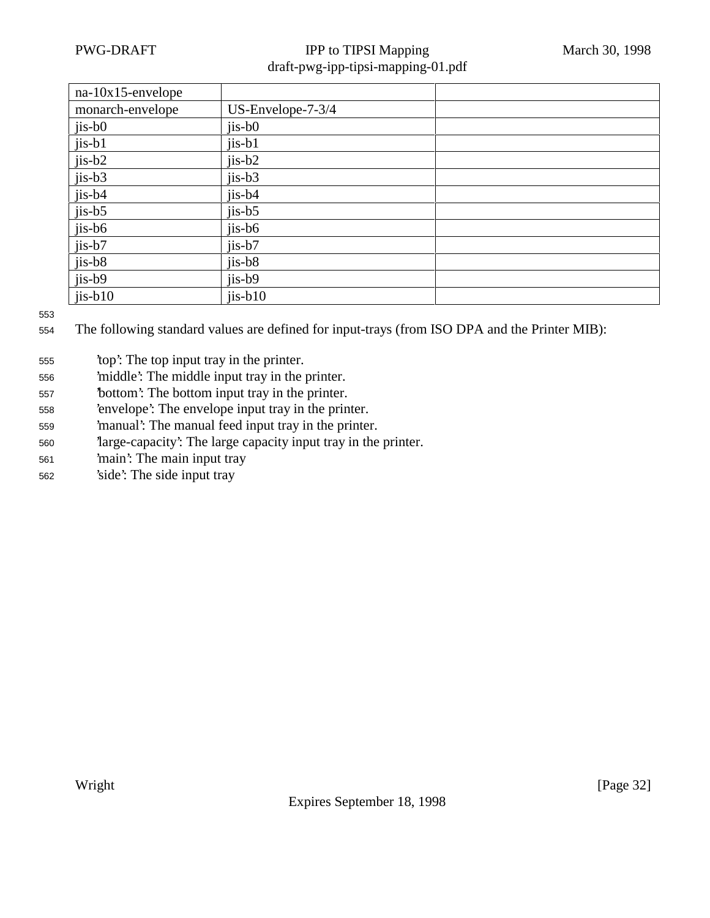| | | |
|---|---|---|
| na-10x15-envelope | | |
| monarch-envelope | US-Envelope-7-3/4 | |
| jis-b0 | jis-b0 | |
| jis-b1 | jis-b1 | |
| jis-b2 | jis-b2 | |
| jis-b3 | jis-b3 | |
| jis-b4 | jis-b4 | |
| jis-b5 | jis-b5 | |
| jis-b6 | jis-b6 | |
| jis-b7 | jis-b7 | |
| jis-b8 | jis-b8 | |
| jis-b9 | jis-b9 | |
| jis-b10 | jis-b10 | |

The following standard values are defined for input-trays (from ISO DPA and the Printer MIB):

'top': The top input tray in the printer.
'middle': The middle input tray in the printer.
'bottom': The bottom input tray in the printer.
'envelope': The envelope input tray in the printer.
'manual': The manual feed input tray in the printer.
'large-capacity': The large capacity input tray in the printer.
'main': The main input tray
'side': The side input tray